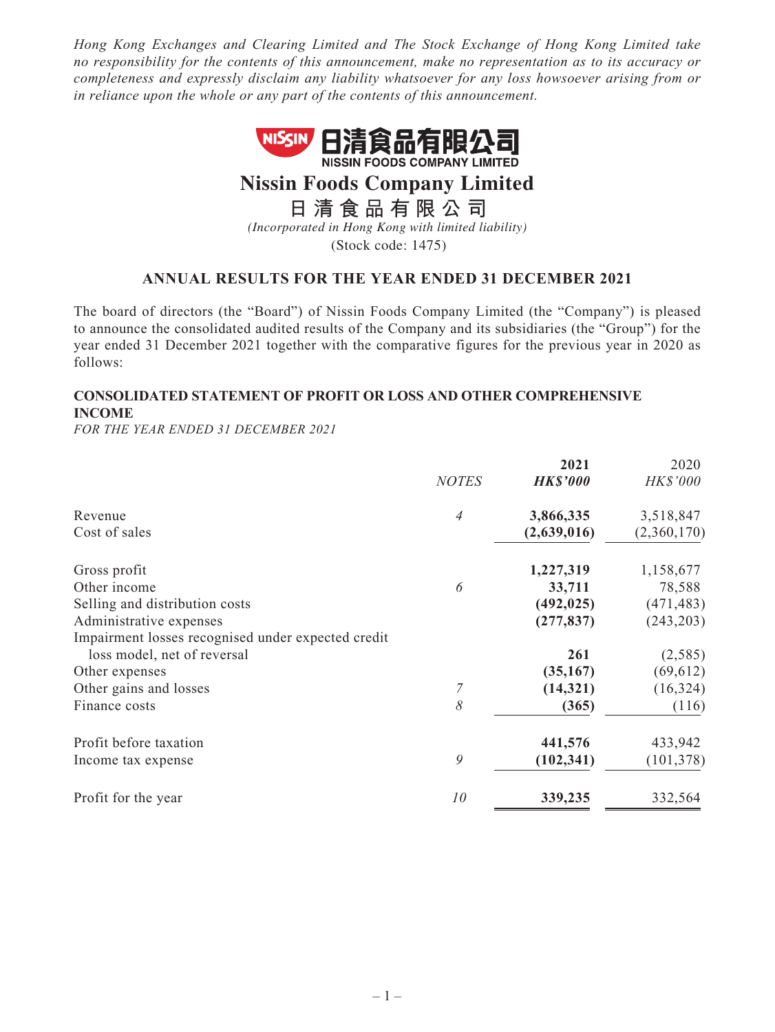*Hong Kong Exchanges and Clearing Limited and The Stock Exchange of Hong Kong Limited take no responsibility for the contents of this announcement, make no representation as to its accuracy or completeness and expressly disclaim any liability whatsoever for any loss howsoever arising from or in reliance upon the whole or any part of the contents of this announcement.*

# Nissin Foods Company Limited

# 日清食品有限公司

*(Incorporated in Hong Kong with limited liability)*

(Stock code: 1475)

## ANNUAL RESULTS FOR THE YEAR ENDED 31 DECEMBER 2021

The board of directors (the "Board") of Nissin Foods Company Limited (the "Company") is pleased to announce the consolidated audited results of the Company and its subsidiaries (the "Group") for the year ended 31 December 2021 together with the comparative figures for the previous year in 2020 as follows:

### CONSOLIDATED STATEMENT OF PROFIT OR LOSS AND OTHER COMPREHENSIVE INCOME

*FOR THE YEAR ENDED 31 DECEMBER 2021*

| | *NOTES* | **2021** **HK$'000** | 2020 *HK$'000* |
|---|---|---|---|
| Revenue | *4* | **3,866,335** | 3,518,847 |
| Cost of sales | | **(2,639,016)** | (2,360,170) |
| Gross profit | | **1,227,319** | 1,158,677 |
| Other income | *6* | **33,711** | 78,588 |
| Selling and distribution costs | | **(492,025)** | (471,483) |
| Administrative expenses | | **(277,837)** | (243,203) |
| Impairment losses recognised under expected credit loss model, net of reversal | | **261** | (2,585) |
| Other expenses | | **(35,167)** | (69,612) |
| Other gains and losses | *7* | **(14,321)** | (16,324) |
| Finance costs | *8* | **(365)** | (116) |
| Profit before taxation | | **441,576** | 433,942 |
| Income tax expense | *9* | **(102,341)** | (101,378) |
| Profit for the year | *10* | **339,235** | 332,564 |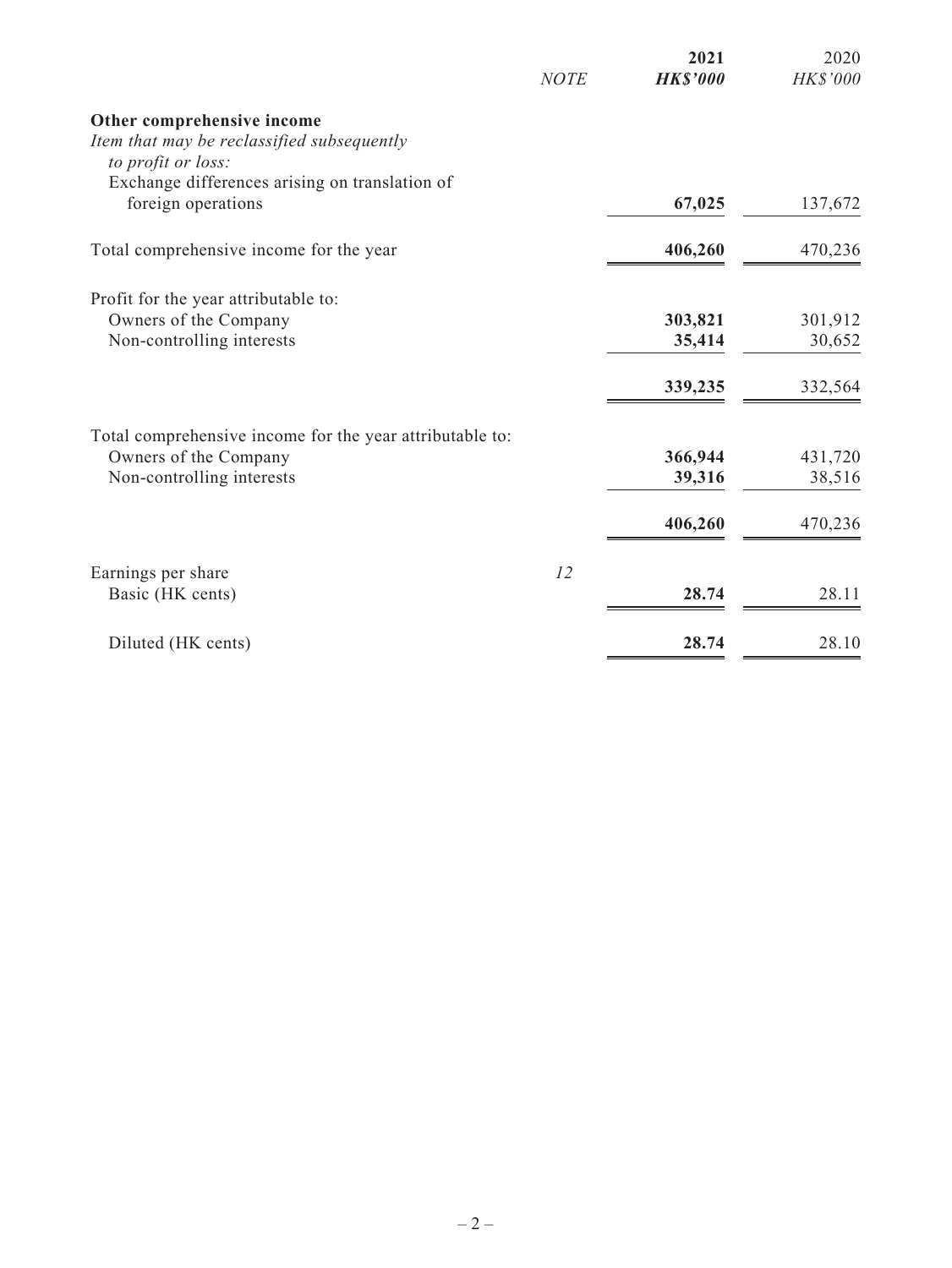| | NOTE | 2021<br>HK$'000 | 2020<br>HK$'000 |
|---|---|---|---|
| **Other comprehensive income** | | | |
| *Item that may be reclassified subsequently to profit or loss:* | | | |
| Exchange differences arising on translation of foreign operations | | **67,025** | 137,672 |
| Total comprehensive income for the year | | **406,260** | 470,236 |
| Profit for the year attributable to: | | | |
| Owners of the Company | | **303,821** | 301,912 |
| Non-controlling interests | | **35,414** | 30,652 |
| | | **339,235** | 332,564 |
| Total comprehensive income for the year attributable to: | | | |
| Owners of the Company | | **366,944** | 431,720 |
| Non-controlling interests | | **39,316** | 38,516 |
| | | **406,260** | 470,236 |
| Earnings per share | 12 | | |
| Basic (HK cents) | | **28.74** | 28.11 |
| Diluted (HK cents) | | **28.74** | 28.10 |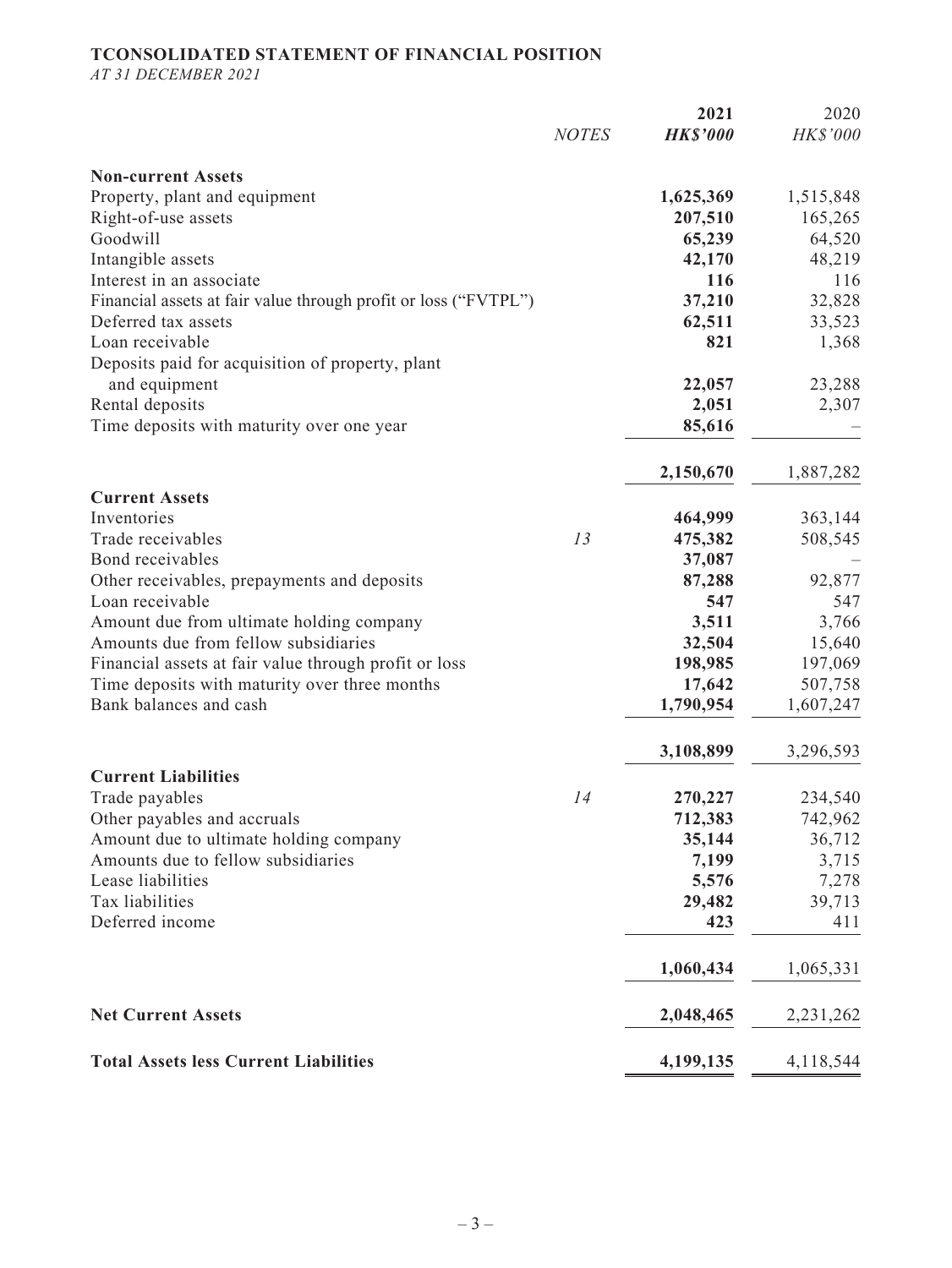# TCONSOLIDATED STATEMENT OF FINANCIAL POSITION

*AT 31 DECEMBER 2021*

| | *NOTES* | **2021** | 2020 |
|---|---|---|---|
| | | ***HK$'000*** | *HK$'000* |
| **Non-current Assets** | | | |
| Property, plant and equipment | | **1,625,369** | 1,515,848 |
| Right-of-use assets | | **207,510** | 165,265 |
| Goodwill | | **65,239** | 64,520 |
| Intangible assets | | **42,170** | 48,219 |
| Interest in an associate | | **116** | 116 |
| Financial assets at fair value through profit or loss ("FVTPL") | | **37,210** | 32,828 |
| Deferred tax assets | | **62,511** | 33,523 |
| Loan receivable | | **821** | 1,368 |
| Deposits paid for acquisition of property, plant and equipment | | **22,057** | 23,288 |
| Rental deposits | | **2,051** | 2,307 |
| Time deposits with maturity over one year | | **85,616** | – |
| | | **2,150,670** | 1,887,282 |
| **Current Assets** | | | |
| Inventories | | **464,999** | 363,144 |
| Trade receivables | *13* | **475,382** | 508,545 |
| Bond receivables | | **37,087** | – |
| Other receivables, prepayments and deposits | | **87,288** | 92,877 |
| Loan receivable | | **547** | 547 |
| Amount due from ultimate holding company | | **3,511** | 3,766 |
| Amounts due from fellow subsidiaries | | **32,504** | 15,640 |
| Financial assets at fair value through profit or loss | | **198,985** | 197,069 |
| Time deposits with maturity over three months | | **17,642** | 507,758 |
| Bank balances and cash | | **1,790,954** | 1,607,247 |
| | | **3,108,899** | 3,296,593 |
| **Current Liabilities** | | | |
| Trade payables | *14* | **270,227** | 234,540 |
| Other payables and accruals | | **712,383** | 742,962 |
| Amount due to ultimate holding company | | **35,144** | 36,712 |
| Amounts due to fellow subsidiaries | | **7,199** | 3,715 |
| Lease liabilities | | **5,576** | 7,278 |
| Tax liabilities | | **29,482** | 39,713 |
| Deferred income | | **423** | 411 |
| | | **1,060,434** | 1,065,331 |
| **Net Current Assets** | | **2,048,465** | 2,231,262 |
| **Total Assets less Current Liabilities** | | **4,199,135** | 4,118,544 |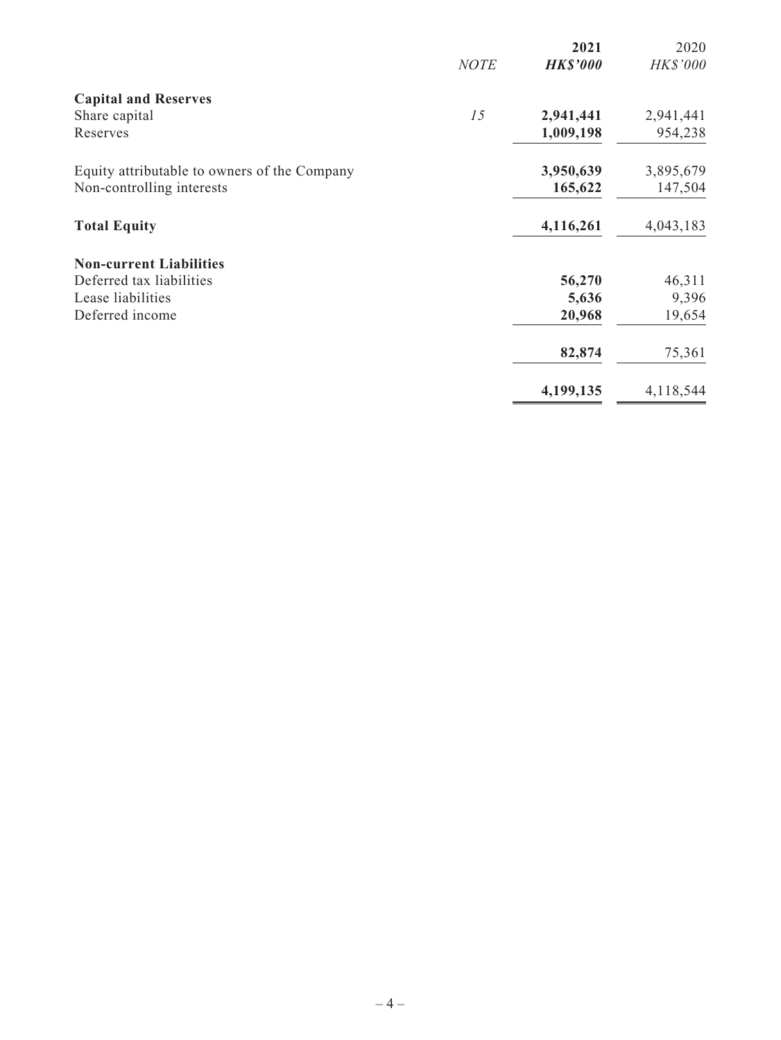| | *NOTE* | **2021** | 2020 |
|---|---|---|---|
| | | ***HK$'000*** | *HK$'000* |
| **Capital and Reserves** | | | |
| Share capital | *15* | **2,941,441** | 2,941,441 |
| Reserves | | **1,009,198** | 954,238 |
| Equity attributable to owners of the Company | | **3,950,639** | 3,895,679 |
| Non-controlling interests | | **165,622** | 147,504 |
| **Total Equity** | | **4,116,261** | 4,043,183 |
| **Non-current Liabilities** | | | |
| Deferred tax liabilities | | **56,270** | 46,311 |
| Lease liabilities | | **5,636** | 9,396 |
| Deferred income | | **20,968** | 19,654 |
| | | **82,874** | 75,361 |
| | | **4,199,135** | 4,118,544 |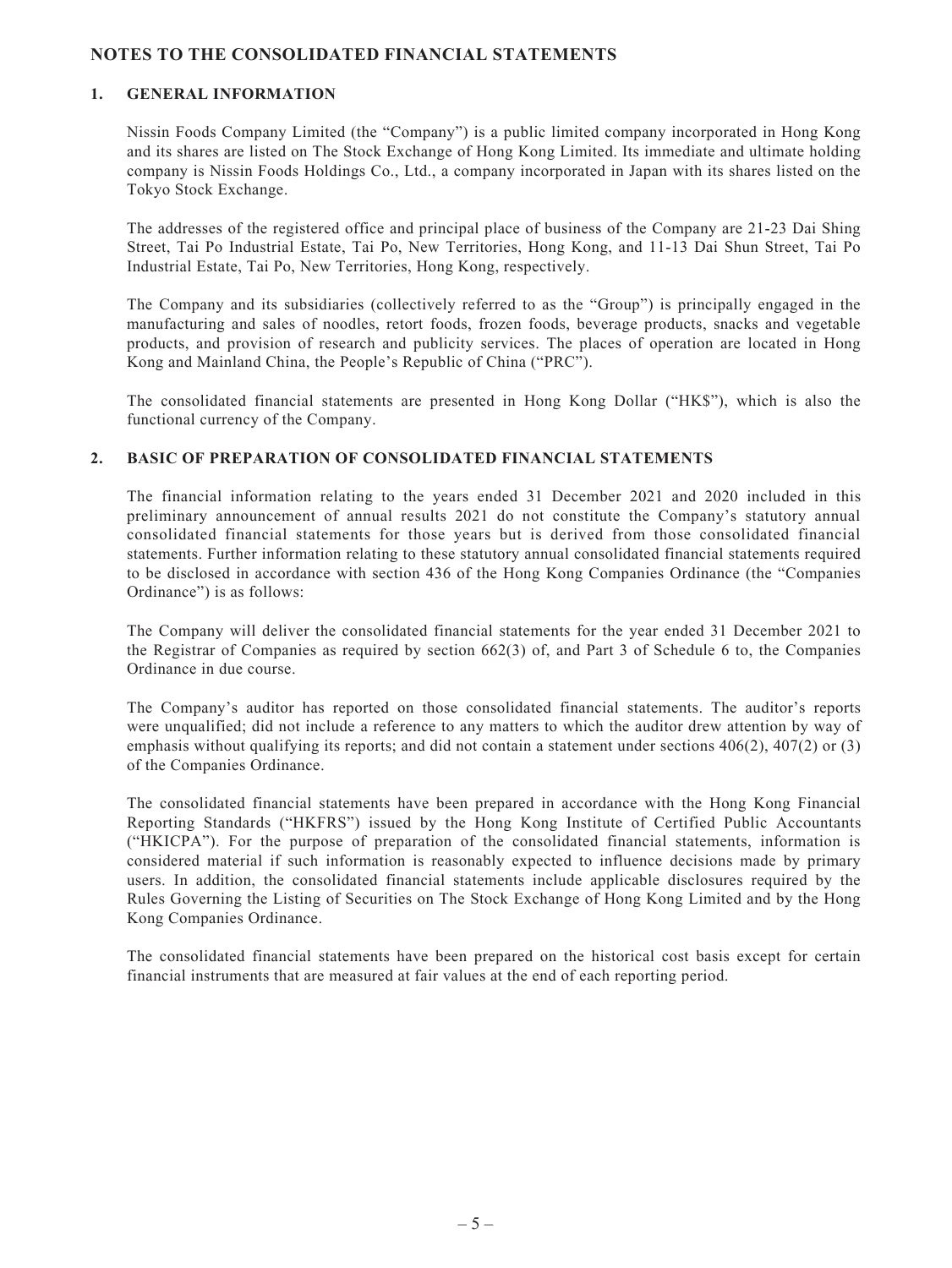## NOTES TO THE CONSOLIDATED FINANCIAL STATEMENTS

### 1. GENERAL INFORMATION

Nissin Foods Company Limited (the "Company") is a public limited company incorporated in Hong Kong and its shares are listed on The Stock Exchange of Hong Kong Limited. Its immediate and ultimate holding company is Nissin Foods Holdings Co., Ltd., a company incorporated in Japan with its shares listed on the Tokyo Stock Exchange.

The addresses of the registered office and principal place of business of the Company are 21-23 Dai Shing Street, Tai Po Industrial Estate, Tai Po, New Territories, Hong Kong, and 11-13 Dai Shun Street, Tai Po Industrial Estate, Tai Po, New Territories, Hong Kong, respectively.

The Company and its subsidiaries (collectively referred to as the "Group") is principally engaged in the manufacturing and sales of noodles, retort foods, frozen foods, beverage products, snacks and vegetable products, and provision of research and publicity services. The places of operation are located in Hong Kong and Mainland China, the People's Republic of China ("PRC").

The consolidated financial statements are presented in Hong Kong Dollar ("HK$"), which is also the functional currency of the Company.

### 2. BASIC OF PREPARATION OF CONSOLIDATED FINANCIAL STATEMENTS

The financial information relating to the years ended 31 December 2021 and 2020 included in this preliminary announcement of annual results 2021 do not constitute the Company's statutory annual consolidated financial statements for those years but is derived from those consolidated financial statements. Further information relating to these statutory annual consolidated financial statements required to be disclosed in accordance with section 436 of the Hong Kong Companies Ordinance (the "Companies Ordinance") is as follows:

The Company will deliver the consolidated financial statements for the year ended 31 December 2021 to the Registrar of Companies as required by section 662(3) of, and Part 3 of Schedule 6 to, the Companies Ordinance in due course.

The Company's auditor has reported on those consolidated financial statements. The auditor's reports were unqualified; did not include a reference to any matters to which the auditor drew attention by way of emphasis without qualifying its reports; and did not contain a statement under sections 406(2), 407(2) or (3) of the Companies Ordinance.

The consolidated financial statements have been prepared in accordance with the Hong Kong Financial Reporting Standards ("HKFRS") issued by the Hong Kong Institute of Certified Public Accountants ("HKICPA"). For the purpose of preparation of the consolidated financial statements, information is considered material if such information is reasonably expected to influence decisions made by primary users. In addition, the consolidated financial statements include applicable disclosures required by the Rules Governing the Listing of Securities on The Stock Exchange of Hong Kong Limited and by the Hong Kong Companies Ordinance.

The consolidated financial statements have been prepared on the historical cost basis except for certain financial instruments that are measured at fair values at the end of each reporting period.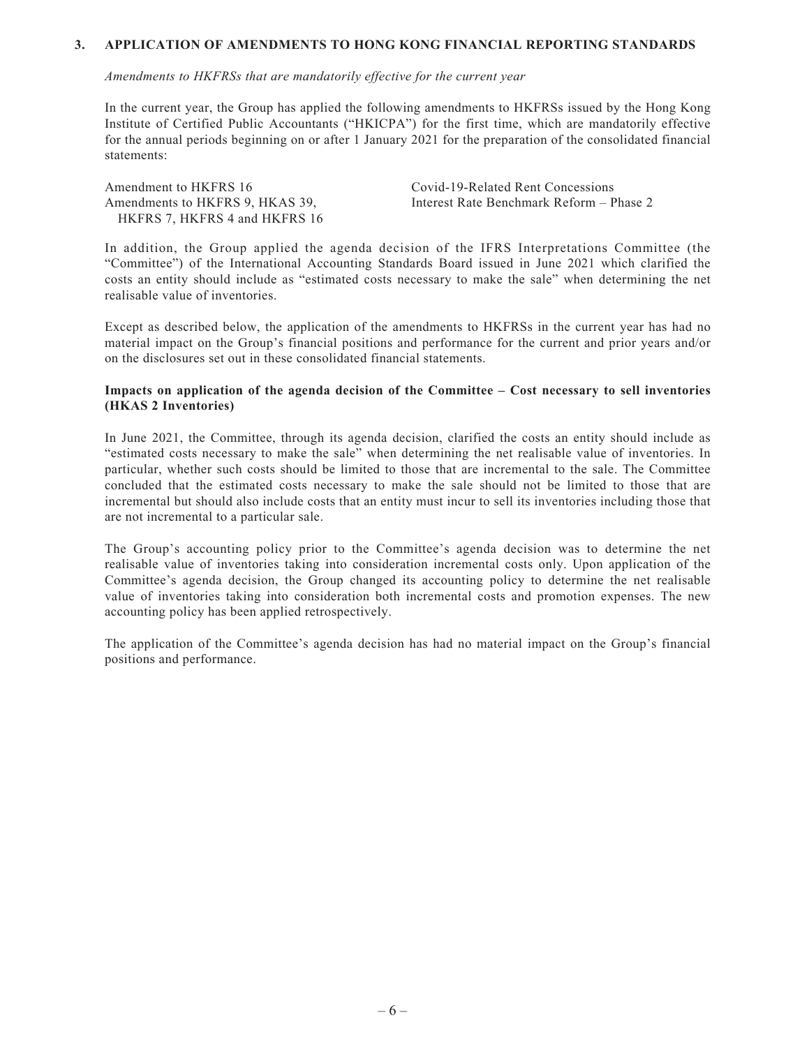## 3. APPLICATION OF AMENDMENTS TO HONG KONG FINANCIAL REPORTING STANDARDS

*Amendments to HKFRSs that are mandatorily effective for the current year*

In the current year, the Group has applied the following amendments to HKFRSs issued by the Hong Kong Institute of Certified Public Accountants ("HKICPA") for the first time, which are mandatorily effective for the annual periods beginning on or after 1 January 2021 for the preparation of the consolidated financial statements:

| | |
|---|---|
| Amendment to HKFRS 16 | Covid-19-Related Rent Concessions |
| Amendments to HKFRS 9, HKAS 39, HKFRS 7, HKFRS 4 and HKFRS 16 | Interest Rate Benchmark Reform – Phase 2 |

In addition, the Group applied the agenda decision of the IFRS Interpretations Committee (the "Committee") of the International Accounting Standards Board issued in June 2021 which clarified the costs an entity should include as "estimated costs necessary to make the sale" when determining the net realisable value of inventories.

Except as described below, the application of the amendments to HKFRSs in the current year has had no material impact on the Group's financial positions and performance for the current and prior years and/or on the disclosures set out in these consolidated financial statements.

**Impacts on application of the agenda decision of the Committee – Cost necessary to sell inventories (HKAS 2 Inventories)**

In June 2021, the Committee, through its agenda decision, clarified the costs an entity should include as "estimated costs necessary to make the sale" when determining the net realisable value of inventories. In particular, whether such costs should be limited to those that are incremental to the sale. The Committee concluded that the estimated costs necessary to make the sale should not be limited to those that are incremental but should also include costs that an entity must incur to sell its inventories including those that are not incremental to a particular sale.

The Group's accounting policy prior to the Committee's agenda decision was to determine the net realisable value of inventories taking into consideration incremental costs only. Upon application of the Committee's agenda decision, the Group changed its accounting policy to determine the net realisable value of inventories taking into consideration both incremental costs and promotion expenses. The new accounting policy has been applied retrospectively.

The application of the Committee's agenda decision has had no material impact on the Group's financial positions and performance.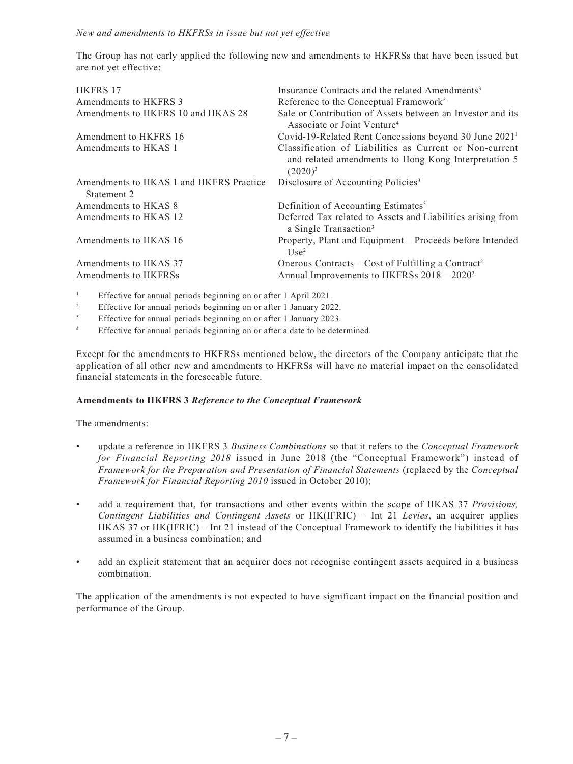*New and amendments to HKFRSs in issue but not yet effective*

The Group has not early applied the following new and amendments to HKFRSs that have been issued but are not yet effective:

| | |
|---|---|
| HKFRS 17 | Insurance Contracts and the related Amendments[3] |
| Amendments to HKFRS 3 | Reference to the Conceptual Framework[2] |
| Amendments to HKFRS 10 and HKAS 28 | Sale or Contribution of Assets between an Investor and its Associate or Joint Venture[4] |
| Amendment to HKFRS 16 | Covid-19-Related Rent Concessions beyond 30 June 2021[1] |
| Amendments to HKAS 1 | Classification of Liabilities as Current or Non-current and related amendments to Hong Kong Interpretation 5 (2020)[3] |
| Amendments to HKAS 1 and HKFRS Practice Statement 2 | Disclosure of Accounting Policies[3] |
| Amendments to HKAS 8 | Definition of Accounting Estimates[3] |
| Amendments to HKAS 12 | Deferred Tax related to Assets and Liabilities arising from a Single Transaction[3] |
| Amendments to HKAS 16 | Property, Plant and Equipment – Proceeds before Intended Use[2] |
| Amendments to HKAS 37 | Onerous Contracts – Cost of Fulfilling a Contract[2] |
| Amendments to HKFRSs | Annual Improvements to HKFRSs 2018 – 2020[2] |

[1] Effective for annual periods beginning on or after 1 April 2021.

[2] Effective for annual periods beginning on or after 1 January 2022.

[3] Effective for annual periods beginning on or after 1 January 2023.

[4] Effective for annual periods beginning on or after a date to be determined.

Except for the amendments to HKFRSs mentioned below, the directors of the Company anticipate that the application of all other new and amendments to HKFRSs will have no material impact on the consolidated financial statements in the foreseeable future.

**Amendments to HKFRS 3 *Reference to the Conceptual Framework***

The amendments:

- update a reference in HKFRS 3 *Business Combinations* so that it refers to the *Conceptual Framework for Financial Reporting 2018* issued in June 2018 (the "Conceptual Framework") instead of *Framework for the Preparation and Presentation of Financial Statements* (replaced by the *Conceptual Framework for Financial Reporting 2010* issued in October 2010);

- add a requirement that, for transactions and other events within the scope of HKAS 37 *Provisions, Contingent Liabilities and Contingent Assets* or HK(IFRIC) – Int 21 *Levies*, an acquirer applies HKAS 37 or HK(IFRIC) – Int 21 instead of the Conceptual Framework to identify the liabilities it has assumed in a business combination; and

- add an explicit statement that an acquirer does not recognise contingent assets acquired in a business combination.

The application of the amendments is not expected to have significant impact on the financial position and performance of the Group.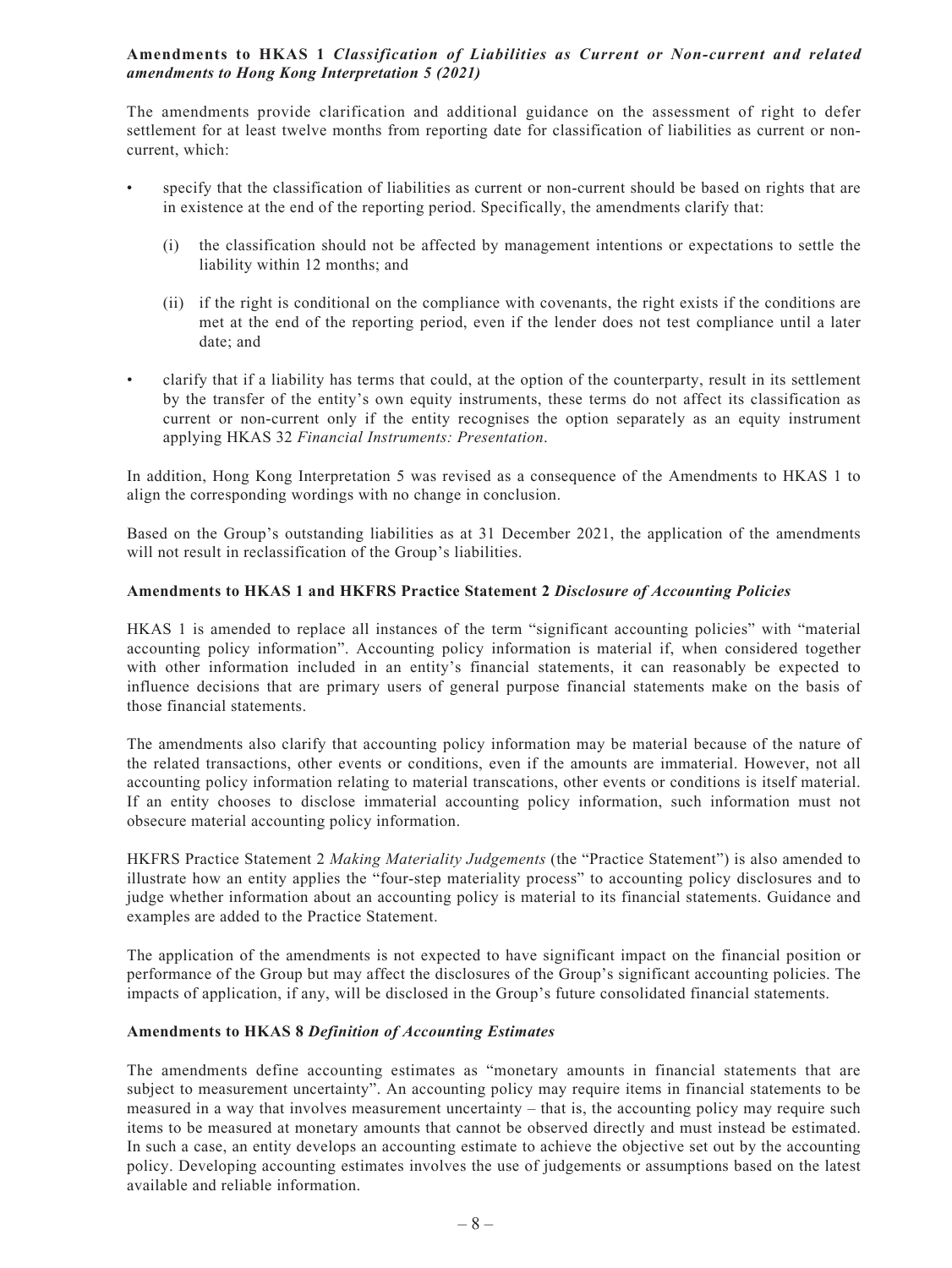**Amendments to HKAS 1 *Classification of Liabilities as Current or Non-current and related amendments to Hong Kong Interpretation 5 (2021)***

The amendments provide clarification and additional guidance on the assessment of right to defer settlement for at least twelve months from reporting date for classification of liabilities as current or non-current, which:

- specify that the classification of liabilities as current or non-current should be based on rights that are in existence at the end of the reporting period. Specifically, the amendments clarify that:

  (i) the classification should not be affected by management intentions or expectations to settle the liability within 12 months; and

  (ii) if the right is conditional on the compliance with covenants, the right exists if the conditions are met at the end of the reporting period, even if the lender does not test compliance until a later date; and

- clarify that if a liability has terms that could, at the option of the counterparty, result in its settlement by the transfer of the entity's own equity instruments, these terms do not affect its classification as current or non-current only if the entity recognises the option separately as an equity instrument applying HKAS 32 *Financial Instruments: Presentation*.

In addition, Hong Kong Interpretation 5 was revised as a consequence of the Amendments to HKAS 1 to align the corresponding wordings with no change in conclusion.

Based on the Group's outstanding liabilities as at 31 December 2021, the application of the amendments will not result in reclassification of the Group's liabilities.

**Amendments to HKAS 1 and HKFRS Practice Statement 2 *Disclosure of Accounting Policies***

HKAS 1 is amended to replace all instances of the term "significant accounting policies" with "material accounting policy information". Accounting policy information is material if, when considered together with other information included in an entity's financial statements, it can reasonably be expected to influence decisions that are primary users of general purpose financial statements make on the basis of those financial statements.

The amendments also clarify that accounting policy information may be material because of the nature of the related transactions, other events or conditions, even if the amounts are immaterial. However, not all accounting policy information relating to material transcations, other events or conditions is itself material. If an entity chooses to disclose immaterial accounting policy information, such information must not obsecure material accounting policy information.

HKFRS Practice Statement 2 *Making Materiality Judgements* (the "Practice Statement") is also amended to illustrate how an entity applies the "four-step materiality process" to accounting policy disclosures and to judge whether information about an accounting policy is material to its financial statements. Guidance and examples are added to the Practice Statement.

The application of the amendments is not expected to have significant impact on the financial position or performance of the Group but may affect the disclosures of the Group's significant accounting policies. The impacts of application, if any, will be disclosed in the Group's future consolidated financial statements.

**Amendments to HKAS 8 *Definition of Accounting Estimates***

The amendments define accounting estimates as "monetary amounts in financial statements that are subject to measurement uncertainty". An accounting policy may require items in financial statements to be measured in a way that involves measurement uncertainty – that is, the accounting policy may require such items to be measured at monetary amounts that cannot be observed directly and must instead be estimated. In such a case, an entity develops an accounting estimate to achieve the objective set out by the accounting policy. Developing accounting estimates involves the use of judgements or assumptions based on the latest available and reliable information.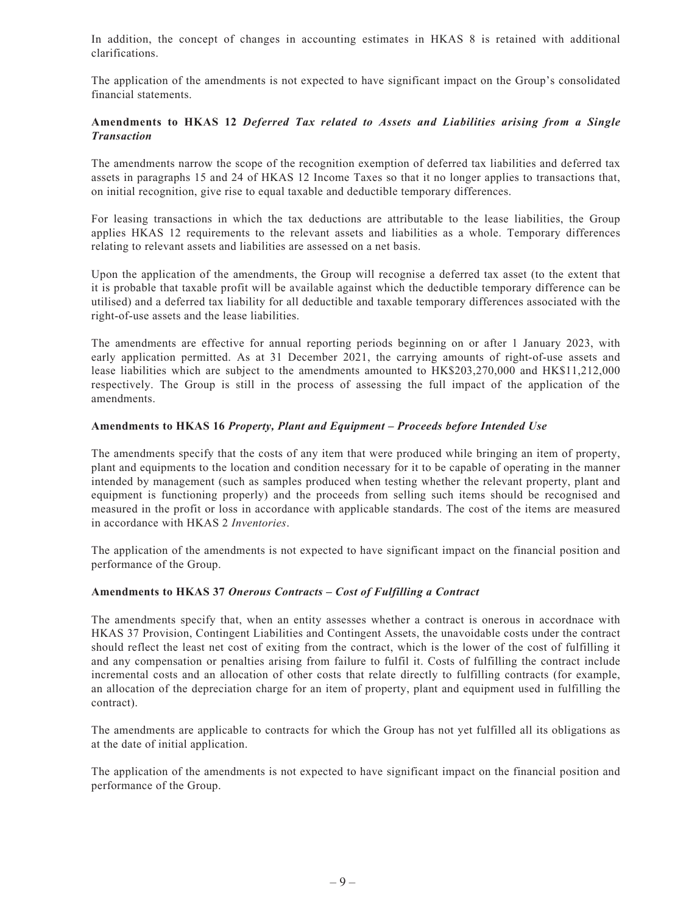In addition, the concept of changes in accounting estimates in HKAS 8 is retained with additional clarifications.

The application of the amendments is not expected to have significant impact on the Group's consolidated financial statements.

### Amendments to HKAS 12 *Deferred Tax related to Assets and Liabilities arising from a Single Transaction*

The amendments narrow the scope of the recognition exemption of deferred tax liabilities and deferred tax assets in paragraphs 15 and 24 of HKAS 12 Income Taxes so that it no longer applies to transactions that, on initial recognition, give rise to equal taxable and deductible temporary differences.

For leasing transactions in which the tax deductions are attributable to the lease liabilities, the Group applies HKAS 12 requirements to the relevant assets and liabilities as a whole. Temporary differences relating to relevant assets and liabilities are assessed on a net basis.

Upon the application of the amendments, the Group will recognise a deferred tax asset (to the extent that it is probable that taxable profit will be available against which the deductible temporary difference can be utilised) and a deferred tax liability for all deductible and taxable temporary differences associated with the right-of-use assets and the lease liabilities.

The amendments are effective for annual reporting periods beginning on or after 1 January 2023, with early application permitted. As at 31 December 2021, the carrying amounts of right-of-use assets and lease liabilities which are subject to the amendments amounted to HK$203,270,000 and HK$11,212,000 respectively. The Group is still in the process of assessing the full impact of the application of the amendments.

### Amendments to HKAS 16 *Property, Plant and Equipment – Proceeds before Intended Use*

The amendments specify that the costs of any item that were produced while bringing an item of property, plant and equipments to the location and condition necessary for it to be capable of operating in the manner intended by management (such as samples produced when testing whether the relevant property, plant and equipment is functioning properly) and the proceeds from selling such items should be recognised and measured in the profit or loss in accordance with applicable standards. The cost of the items are measured in accordance with HKAS 2 *Inventories*.

The application of the amendments is not expected to have significant impact on the financial position and performance of the Group.

### Amendments to HKAS 37 *Onerous Contracts – Cost of Fulfilling a Contract*

The amendments specify that, when an entity assesses whether a contract is onerous in accordnace with HKAS 37 Provision, Contingent Liabilities and Contingent Assets, the unavoidable costs under the contract should reflect the least net cost of exiting from the contract, which is the lower of the cost of fulfilling it and any compensation or penalties arising from failure to fulfil it. Costs of fulfilling the contract include incremental costs and an allocation of other costs that relate directly to fulfilling contracts (for example, an allocation of the depreciation charge for an item of property, plant and equipment used in fulfilling the contract).

The amendments are applicable to contracts for which the Group has not yet fulfilled all its obligations as at the date of initial application.

The application of the amendments is not expected to have significant impact on the financial position and performance of the Group.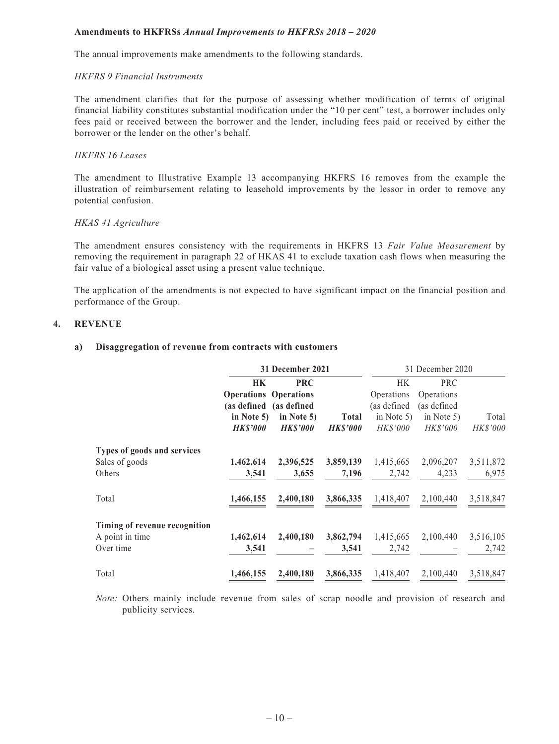**Amendments to HKFRSs** ***Annual Improvements to HKFRSs 2018 – 2020***

The annual improvements make amendments to the following standards.

*HKFRS 9 Financial Instruments*

The amendment clarifies that for the purpose of assessing whether modification of terms of original financial liability constitutes substantial modification under the "10 per cent" test, a borrower includes only fees paid or received between the borrower and the lender, including fees paid or received by either the borrower or the lender on the other's behalf.

*HKFRS 16 Leases*

The amendment to Illustrative Example 13 accompanying HKFRS 16 removes from the example the illustration of reimbursement relating to leasehold improvements by the lessor in order to remove any potential confusion.

*HKAS 41 Agriculture*

The amendment ensures consistency with the requirements in HKFRS 13 *Fair Value Measurement* by removing the requirement in paragraph 22 of HKAS 41 to exclude taxation cash flows when measuring the fair value of a biological asset using a present value technique.

The application of the amendments is not expected to have significant impact on the financial position and performance of the Group.

## 4. REVENUE

### a) Disaggregation of revenue from contracts with customers

| | **31 December 2021** | | | 31 December 2020 | | |
|---|---|---|---|---|---|---|
| | **HK Operations (as defined in Note 5)** ***HK$'000*** | **PRC Operations (as defined in Note 5)** ***HK$'000*** | **Total** ***HK$'000*** | HK Operations (as defined in Note 5) *HK$'000* | PRC Operations (as defined in Note 5) *HK$'000* | Total *HK$'000* |
| **Types of goods and services** | | | | | | |
| Sales of goods | **1,462,614** | **2,396,525** | **3,859,139** | 1,415,665 | 2,096,207 | 3,511,872 |
| Others | **3,541** | **3,655** | **7,196** | 2,742 | 4,233 | 6,975 |
| Total | **1,466,155** | **2,400,180** | **3,866,335** | 1,418,407 | 2,100,440 | 3,518,847 |
| **Timing of revenue recognition** | | | | | | |
| A point in time | **1,462,614** | **2,400,180** | **3,862,794** | 1,415,665 | 2,100,440 | 3,516,105 |
| Over time | **3,541** | **–** | **3,541** | 2,742 | – | 2,742 |
| Total | **1,466,155** | **2,400,180** | **3,866,335** | 1,418,407 | 2,100,440 | 3,518,847 |

*Note:* Others mainly include revenue from sales of scrap noodle and provision of research and publicity services.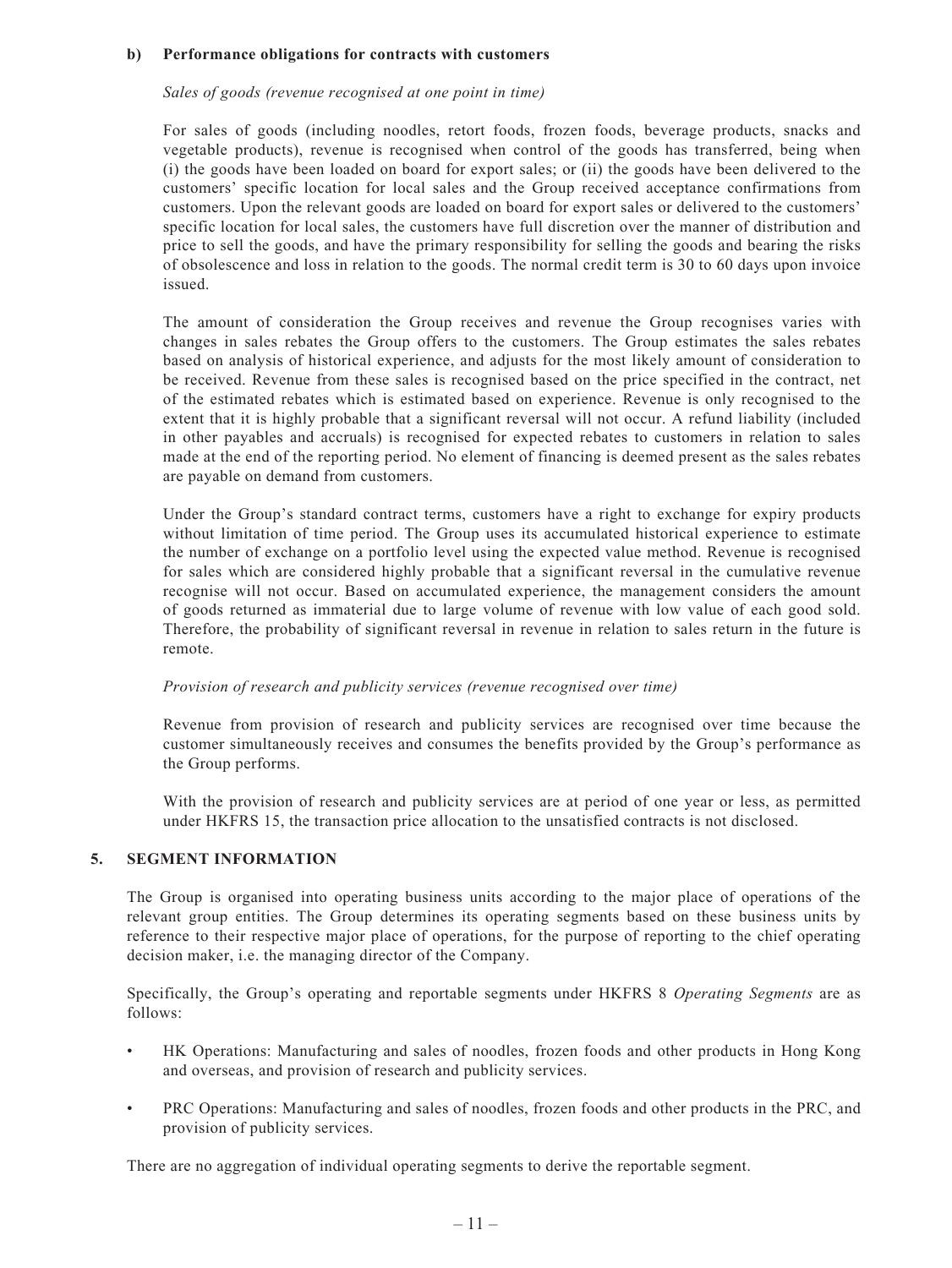**b) Performance obligations for contracts with customers**

*Sales of goods (revenue recognised at one point in time)*

For sales of goods (including noodles, retort foods, frozen foods, beverage products, snacks and vegetable products), revenue is recognised when control of the goods has transferred, being when (i) the goods have been loaded on board for export sales; or (ii) the goods have been delivered to the customers' specific location for local sales and the Group received acceptance confirmations from customers. Upon the relevant goods are loaded on board for export sales or delivered to the customers' specific location for local sales, the customers have full discretion over the manner of distribution and price to sell the goods, and have the primary responsibility for selling the goods and bearing the risks of obsolescence and loss in relation to the goods. The normal credit term is 30 to 60 days upon invoice issued.

The amount of consideration the Group receives and revenue the Group recognises varies with changes in sales rebates the Group offers to the customers. The Group estimates the sales rebates based on analysis of historical experience, and adjusts for the most likely amount of consideration to be received. Revenue from these sales is recognised based on the price specified in the contract, net of the estimated rebates which is estimated based on experience. Revenue is only recognised to the extent that it is highly probable that a significant reversal will not occur. A refund liability (included in other payables and accruals) is recognised for expected rebates to customers in relation to sales made at the end of the reporting period. No element of financing is deemed present as the sales rebates are payable on demand from customers.

Under the Group's standard contract terms, customers have a right to exchange for expiry products without limitation of time period. The Group uses its accumulated historical experience to estimate the number of exchange on a portfolio level using the expected value method. Revenue is recognised for sales which are considered highly probable that a significant reversal in the cumulative revenue recognise will not occur. Based on accumulated experience, the management considers the amount of goods returned as immaterial due to large volume of revenue with low value of each good sold. Therefore, the probability of significant reversal in revenue in relation to sales return in the future is remote.

*Provision of research and publicity services (revenue recognised over time)*

Revenue from provision of research and publicity services are recognised over time because the customer simultaneously receives and consumes the benefits provided by the Group's performance as the Group performs.

With the provision of research and publicity services are at period of one year or less, as permitted under HKFRS 15, the transaction price allocation to the unsatisfied contracts is not disclosed.

## 5. SEGMENT INFORMATION

The Group is organised into operating business units according to the major place of operations of the relevant group entities. The Group determines its operating segments based on these business units by reference to their respective major place of operations, for the purpose of reporting to the chief operating decision maker, i.e. the managing director of the Company.

Specifically, the Group's operating and reportable segments under HKFRS 8 *Operating Segments* are as follows:

- HK Operations: Manufacturing and sales of noodles, frozen foods and other products in Hong Kong and overseas, and provision of research and publicity services.
- PRC Operations: Manufacturing and sales of noodles, frozen foods and other products in the PRC, and provision of publicity services.

There are no aggregation of individual operating segments to derive the reportable segment.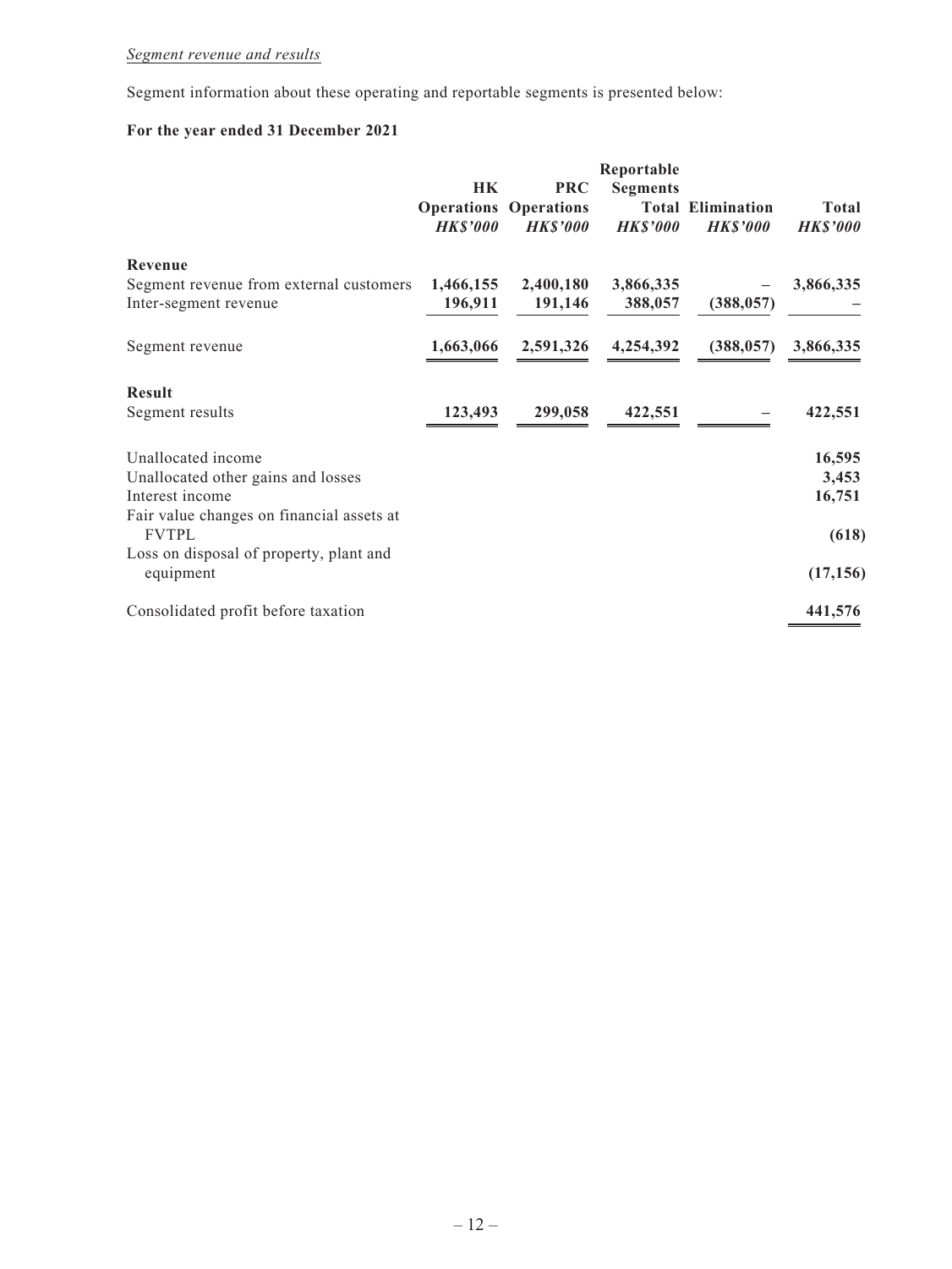*Segment revenue and results*

Segment information about these operating and reportable segments is presented below:

**For the year ended 31 December 2021**

| | HK Operations *HK$'000* | PRC Operations *HK$'000* | Reportable Segments Total *HK$'000* | Elimination *HK$'000* | Total *HK$'000* |
|---|---|---|---|---|---|
| **Revenue** | | | | | |
| Segment revenue from external customers | **1,466,155** | **2,400,180** | **3,866,335** | **–** | **3,866,335** |
| Inter-segment revenue | **196,911** | **191,146** | **388,057** | **(388,057)** | **–** |
| Segment revenue | **1,663,066** | **2,591,326** | **4,254,392** | **(388,057)** | **3,866,335** |
| **Result** | | | | | |
| Segment results | **123,493** | **299,058** | **422,551** | **–** | **422,551** |
| Unallocated income | | | | | **16,595** |
| Unallocated other gains and losses | | | | | **3,453** |
| Interest income | | | | | **16,751** |
| Fair value changes on financial assets at FVTPL | | | | | **(618)** |
| Loss on disposal of property, plant and equipment | | | | | **(17,156)** |
| Consolidated profit before taxation | | | | | **441,576** |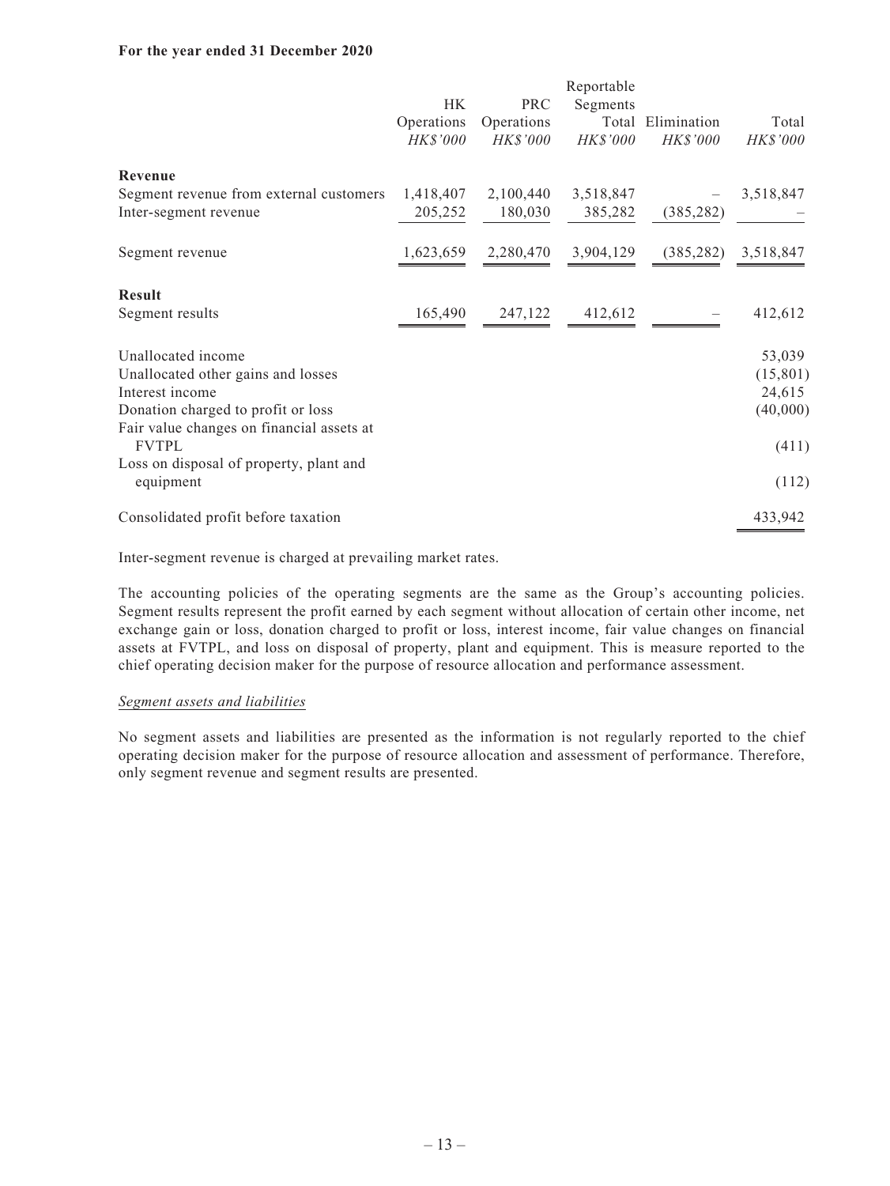**For the year ended 31 December 2020**

| | HK Operations | PRC Operations | Reportable Segments Total | Elimination | Total |
|---|---|---|---|---|---|
| | *HK$'000* | *HK$'000* | *HK$'000* | *HK$'000* | *HK$'000* |
| **Revenue** | | | | | |
| Segment revenue from external customers | 1,418,407 | 2,100,440 | 3,518,847 | – | 3,518,847 |
| Inter-segment revenue | 205,252 | 180,030 | 385,282 | (385,282) | – |
| Segment revenue | 1,623,659 | 2,280,470 | 3,904,129 | (385,282) | 3,518,847 |
| **Result** | | | | | |
| Segment results | 165,490 | 247,122 | 412,612 | – | 412,612 |
| Unallocated income | | | | | 53,039 |
| Unallocated other gains and losses | | | | | (15,801) |
| Interest income | | | | | 24,615 |
| Donation charged to profit or loss | | | | | (40,000) |
| Fair value changes on financial assets at FVTPL | | | | | (411) |
| Loss on disposal of property, plant and equipment | | | | | (112) |
| Consolidated profit before taxation | | | | | 433,942 |

Inter-segment revenue is charged at prevailing market rates.

The accounting policies of the operating segments are the same as the Group's accounting policies. Segment results represent the profit earned by each segment without allocation of certain other income, net exchange gain or loss, donation charged to profit or loss, interest income, fair value changes on financial assets at FVTPL, and loss on disposal of property, plant and equipment. This is measure reported to the chief operating decision maker for the purpose of resource allocation and performance assessment.

*Segment assets and liabilities*

No segment assets and liabilities are presented as the information is not regularly reported to the chief operating decision maker for the purpose of resource allocation and assessment of performance. Therefore, only segment revenue and segment results are presented.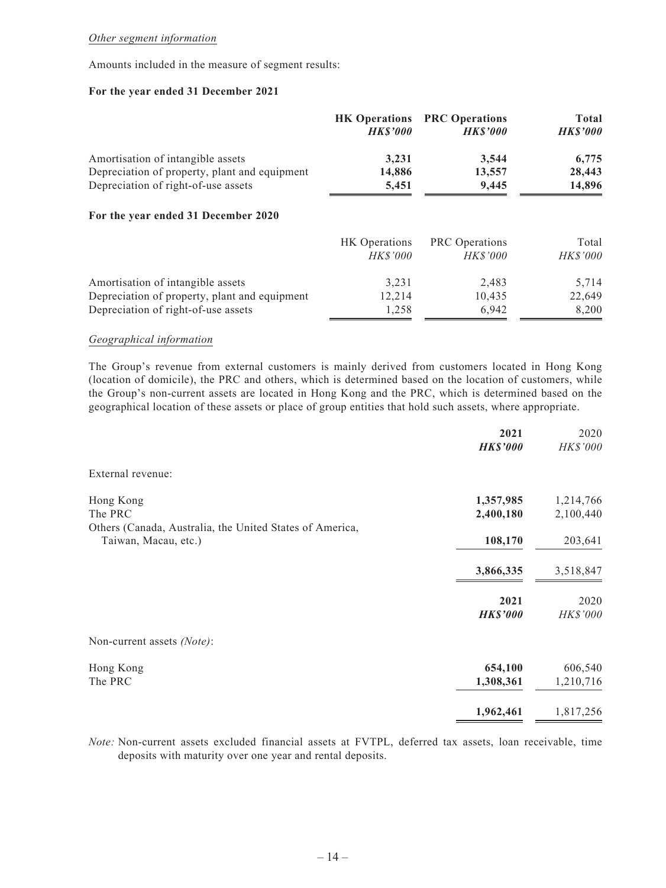*Other segment information*

Amounts included in the measure of segment results:

**For the year ended 31 December 2021**

| | **HK Operations** | **PRC Operations** | **Total** |
|---|---|---|---|
| | ***HK$'000*** | ***HK$'000*** | ***HK$'000*** |
| Amortisation of intangible assets | **3,231** | **3,544** | **6,775** |
| Depreciation of property, plant and equipment | **14,886** | **13,557** | **28,443** |
| Depreciation of right-of-use assets | **5,451** | **9,445** | **14,896** |

**For the year ended 31 December 2020**

| | HK Operations | PRC Operations | Total |
|---|---|---|---|
| | *HK$'000* | *HK$'000* | *HK$'000* |
| Amortisation of intangible assets | 3,231 | 2,483 | 5,714 |
| Depreciation of property, plant and equipment | 12,214 | 10,435 | 22,649 |
| Depreciation of right-of-use assets | 1,258 | 6,942 | 8,200 |

*Geographical information*

The Group's revenue from external customers is mainly derived from customers located in Hong Kong (location of domicile), the PRC and others, which is determined based on the location of customers, while the Group's non-current assets are located in Hong Kong and the PRC, which is determined based on the geographical location of these assets or place of group entities that hold such assets, where appropriate.

| | **2021** | 2020 |
|---|---|---|
| | ***HK$'000*** | *HK$'000* |
| External revenue: | | |
| Hong Kong | **1,357,985** | 1,214,766 |
| The PRC | **2,400,180** | 2,100,440 |
| Others (Canada, Australia, the United States of America, Taiwan, Macau, etc.) | **108,170** | 203,641 |
| | **3,866,335** | 3,518,847 |

| | **2021** | 2020 |
|---|---|---|
| | ***HK$'000*** | *HK$'000* |
| Non-current assets *(Note)*: | | |
| Hong Kong | **654,100** | 606,540 |
| The PRC | **1,308,361** | 1,210,716 |
| | **1,962,461** | 1,817,256 |

*Note:* Non-current assets excluded financial assets at FVTPL, deferred tax assets, loan receivable, time deposits with maturity over one year and rental deposits.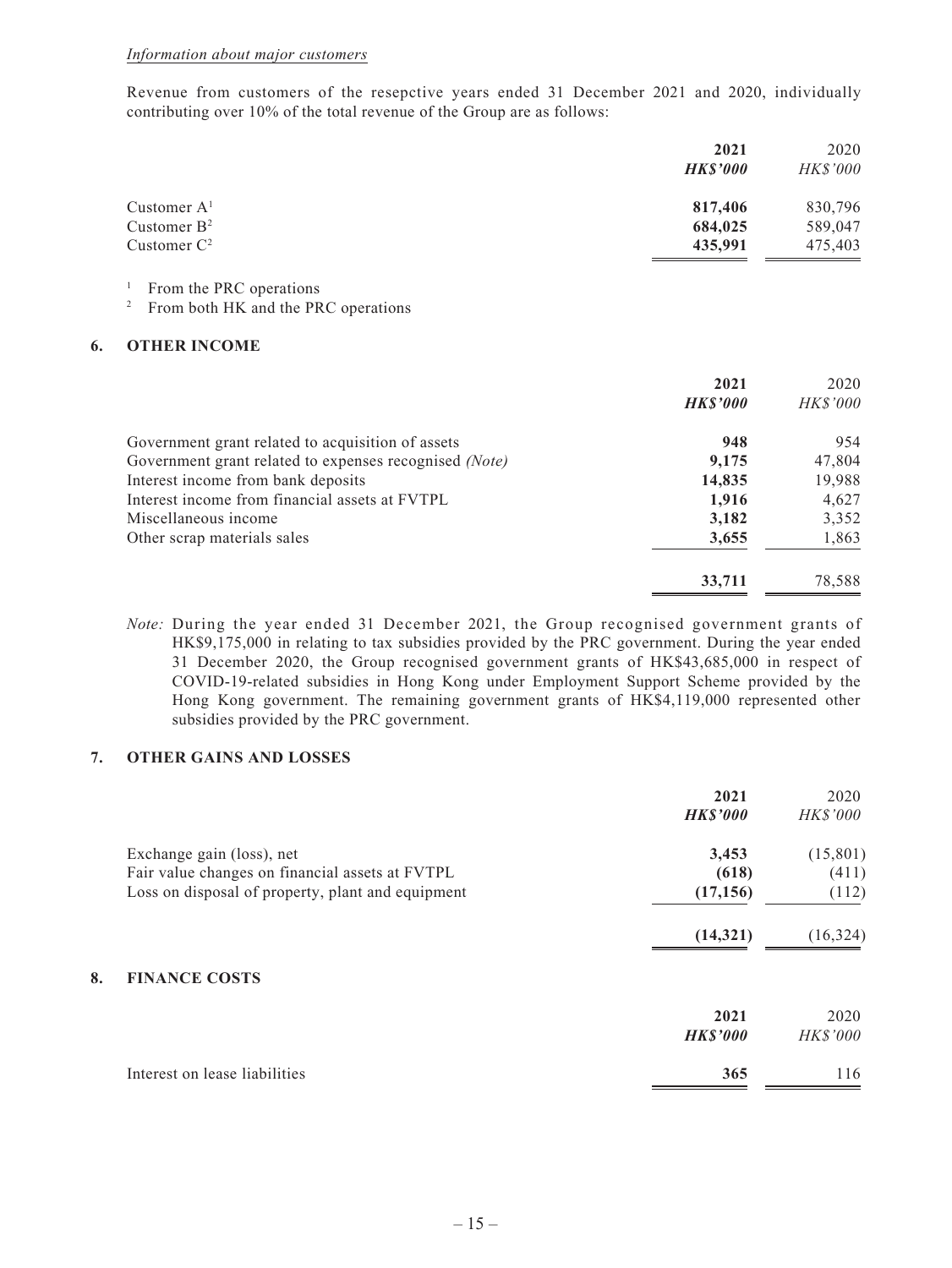*Information about major customers*

Revenue from customers of the resepctive years ended 31 December 2021 and 2020, individually contributing over 10% of the total revenue of the Group are as follows:

| | **2021** | 2020 |
|---|---|---|
| | ***HK$'000*** | *HK$'000* |
| Customer A[1] | **817,406** | 830,796 |
| Customer B[2] | **684,025** | 589,047 |
| Customer C[2] | **435,991** | 475,403 |

[1] From the PRC operations

[2] From both HK and the PRC operations

## 6. OTHER INCOME

| | **2021** | 2020 |
|---|---|---|
| | ***HK$'000*** | *HK$'000* |
| Government grant related to acquisition of assets | **948** | 954 |
| Government grant related to expenses recognised *(Note)* | **9,175** | 47,804 |
| Interest income from bank deposits | **14,835** | 19,988 |
| Interest income from financial assets at FVTPL | **1,916** | 4,627 |
| Miscellaneous income | **3,182** | 3,352 |
| Other scrap materials sales | **3,655** | 1,863 |
| | **33,711** | 78,588 |

*Note:* During the year ended 31 December 2021, the Group recognised government grants of HK$9,175,000 in relating to tax subsidies provided by the PRC government. During the year ended 31 December 2020, the Group recognised government grants of HK$43,685,000 in respect of COVID-19-related subsidies in Hong Kong under Employment Support Scheme provided by the Hong Kong government. The remaining government grants of HK$4,119,000 represented other subsidies provided by the PRC government.

## 7. OTHER GAINS AND LOSSES

| | **2021** | 2020 |
|---|---|---|
| | ***HK$'000*** | *HK$'000* |
| Exchange gain (loss), net | **3,453** | (15,801) |
| Fair value changes on financial assets at FVTPL | **(618)** | (411) |
| Loss on disposal of property, plant and equipment | **(17,156)** | (112) |
| | **(14,321)** | (16,324) |

## 8. FINANCE COSTS

| | **2021** | 2020 |
|---|---|---|
| | ***HK$'000*** | *HK$'000* |
| Interest on lease liabilities | **365** | 116 |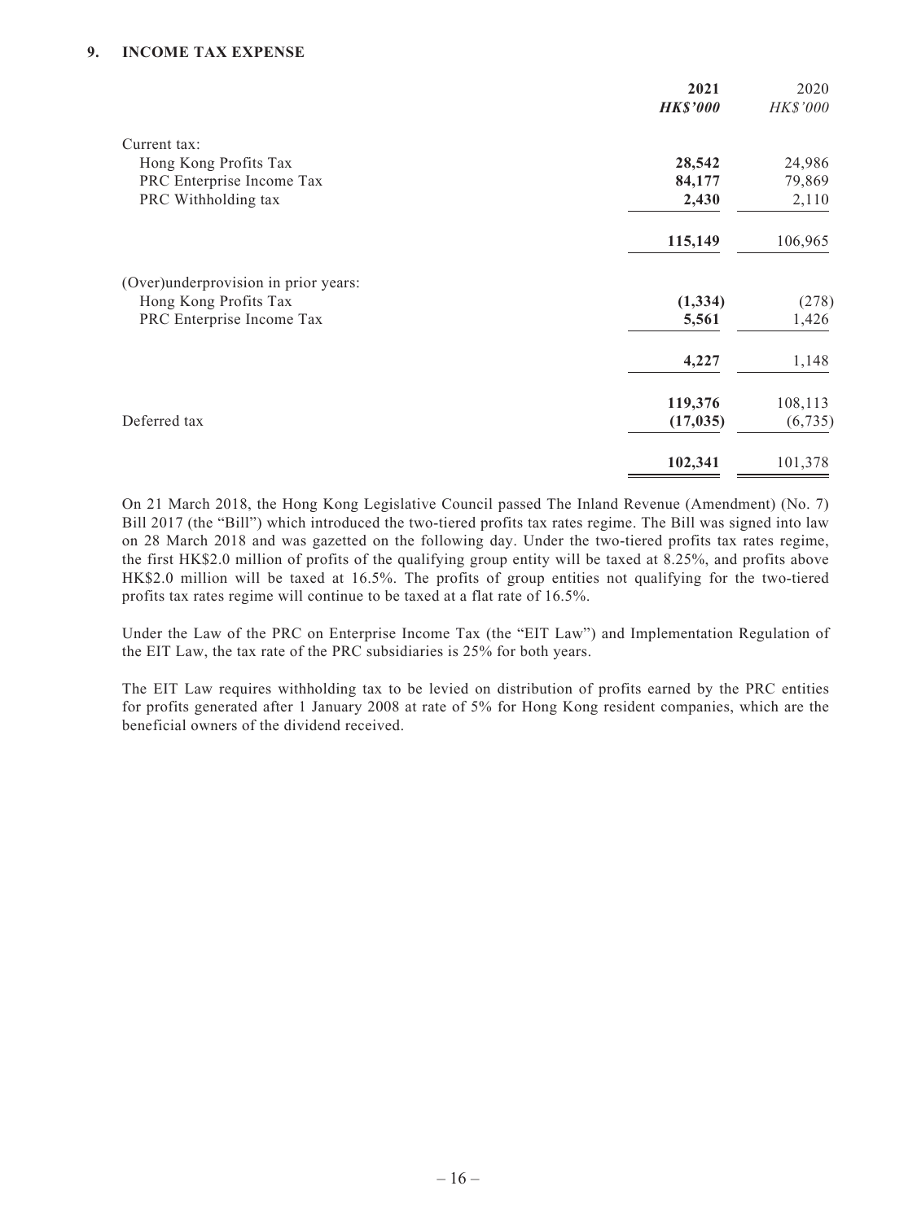## 9. INCOME TAX EXPENSE

| | **2021** | 2020 |
|---|---|---|
| | ***HK$'000*** | *HK$'000* |
| Current tax: | | |
| Hong Kong Profits Tax | **28,542** | 24,986 |
| PRC Enterprise Income Tax | **84,177** | 79,869 |
| PRC Withholding tax | **2,430** | 2,110 |
| | **115,149** | 106,965 |
| (Over)underprovision in prior years: | | |
| Hong Kong Profits Tax | **(1,334)** | (278) |
| PRC Enterprise Income Tax | **5,561** | 1,426 |
| | **4,227** | 1,148 |
| | **119,376** | 108,113 |
| Deferred tax | **(17,035)** | (6,735) |
| | **102,341** | 101,378 |

On 21 March 2018, the Hong Kong Legislative Council passed The Inland Revenue (Amendment) (No. 7) Bill 2017 (the "Bill") which introduced the two-tiered profits tax rates regime. The Bill was signed into law on 28 March 2018 and was gazetted on the following day. Under the two-tiered profits tax rates regime, the first HK$2.0 million of profits of the qualifying group entity will be taxed at 8.25%, and profits above HK$2.0 million will be taxed at 16.5%. The profits of group entities not qualifying for the two-tiered profits tax rates regime will continue to be taxed at a flat rate of 16.5%.

Under the Law of the PRC on Enterprise Income Tax (the "EIT Law") and Implementation Regulation of the EIT Law, the tax rate of the PRC subsidiaries is 25% for both years.

The EIT Law requires withholding tax to be levied on distribution of profits earned by the PRC entities for profits generated after 1 January 2008 at rate of 5% for Hong Kong resident companies, which are the beneficial owners of the dividend received.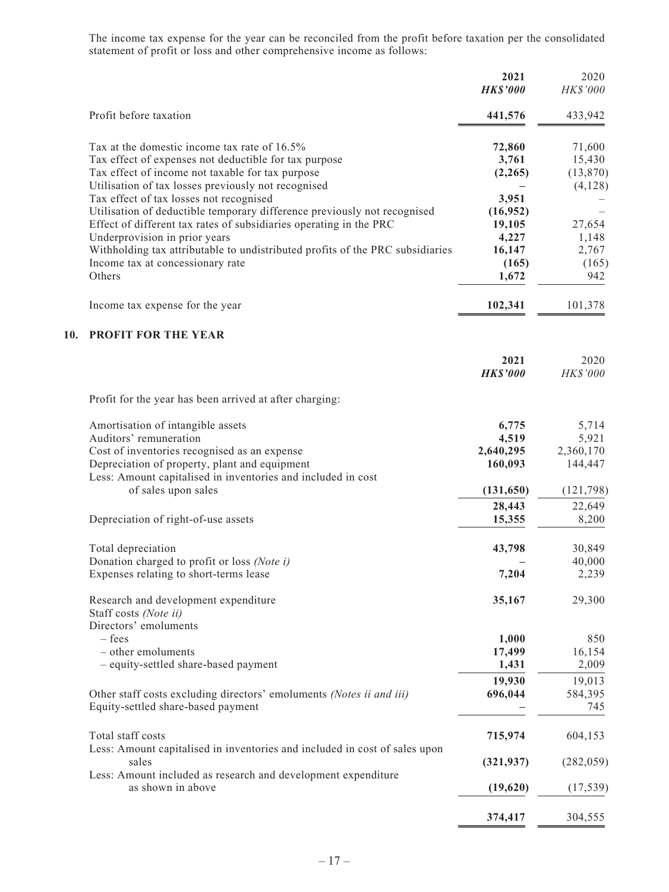The income tax expense for the year can be reconciled from the profit before taxation per the consolidated statement of profit or loss and other comprehensive income as follows:

| | **2021** | 2020 |
|---|---|---|
| | ***HK$'000*** | *HK$'000* |
| Profit before taxation | **441,576** | 433,942 |
| Tax at the domestic income tax rate of 16.5% | **72,860** | 71,600 |
| Tax effect of expenses not deductible for tax purpose | **3,761** | 15,430 |
| Tax effect of income not taxable for tax purpose | **(2,265)** | (13,870) |
| Utilisation of tax losses previously not recognised | **–** | (4,128) |
| Tax effect of tax losses not recognised | **3,951** | – |
| Utilisation of deductible temporary difference previously not recognised | **(16,952)** | – |
| Effect of different tax rates of subsidiaries operating in the PRC | **19,105** | 27,654 |
| Underprovision in prior years | **4,227** | 1,148 |
| Withholding tax attributable to undistributed profits of the PRC subsidiaries | **16,147** | 2,767 |
| Income tax at concessionary rate | **(165)** | (165) |
| Others | **1,672** | 942 |
| Income tax expense for the year | **102,341** | 101,378 |

## 10. PROFIT FOR THE YEAR

| | **2021** | 2020 |
|---|---|---|
| | ***HK$'000*** | *HK$'000* |
| Profit for the year has been arrived at after charging: | | |
| Amortisation of intangible assets | **6,775** | 5,714 |
| Auditors' remuneration | **4,519** | 5,921 |
| Cost of inventories recognised as an expense | **2,640,295** | 2,360,170 |
| Depreciation of property, plant and equipment | **160,093** | 144,447 |
| Less: Amount capitalised in inventories and included in cost of sales upon sales | **(131,650)** | (121,798) |
| | **28,443** | 22,649 |
| Depreciation of right-of-use assets | **15,355** | 8,200 |
| Total depreciation | **43,798** | 30,849 |
| Donation charged to profit or loss *(Note i)* | **–** | 40,000 |
| Expenses relating to short-terms lease | **7,204** | 2,239 |
| Research and development expenditure | **35,167** | 29,300 |
| Staff costs *(Note ii)* | | |
| Directors' emoluments | | |
| – fees | **1,000** | 850 |
| – other emoluments | **17,499** | 16,154 |
| – equity-settled share-based payment | **1,431** | 2,009 |
| | **19,930** | 19,013 |
| Other staff costs excluding directors' emoluments *(Notes ii and iii)* | **696,044** | 584,395 |
| Equity-settled share-based payment | **–** | 745 |
| Total staff costs | **715,974** | 604,153 |
| Less: Amount capitalised in inventories and included in cost of sales upon sales | **(321,937)** | (282,059) |
| Less: Amount included as research and development expenditure as shown in above | **(19,620)** | (17,539) |
| | **374,417** | 304,555 |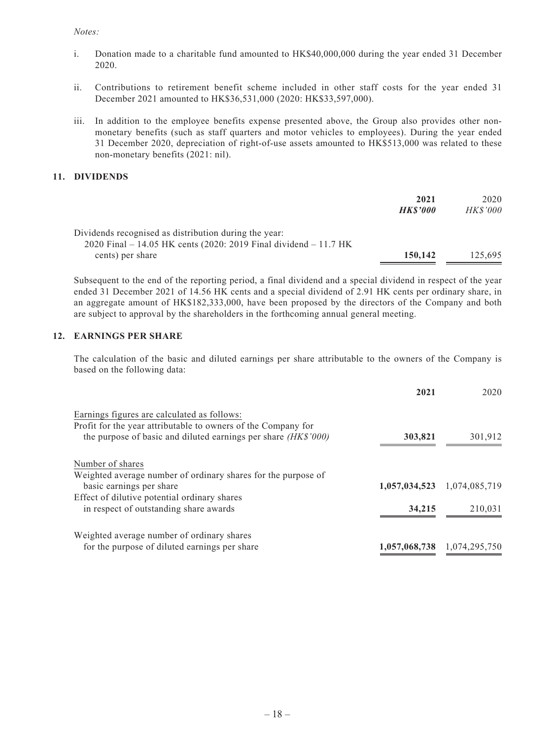*Notes:*

i. Donation made to a charitable fund amounted to HK$40,000,000 during the year ended 31 December 2020.

ii. Contributions to retirement benefit scheme included in other staff costs for the year ended 31 December 2021 amounted to HK$36,531,000 (2020: HK$33,597,000).

iii. In addition to the employee benefits expense presented above, the Group also provides other non-monetary benefits (such as staff quarters and motor vehicles to employees). During the year ended 31 December 2020, depreciation of right-of-use assets amounted to HK$513,000 was related to these non-monetary benefits (2021: nil).

## 11. DIVIDENDS

| | **2021** | 2020 |
|---|---|---|
| | ***HK$'000*** | *HK$'000* |
| Dividends recognised as distribution during the year: | | |
| 2020 Final – 14.05 HK cents (2020: 2019 Final dividend – 11.7 HK cents) per share | **150,142** | 125,695 |

Subsequent to the end of the reporting period, a final dividend and a special dividend in respect of the year ended 31 December 2021 of 14.56 HK cents and a special dividend of 2.91 HK cents per ordinary share, in an aggregate amount of HK$182,333,000, have been proposed by the directors of the Company and both are subject to approval by the shareholders in the forthcoming annual general meeting.

## 12. EARNINGS PER SHARE

The calculation of the basic and diluted earnings per share attributable to the owners of the Company is based on the following data:

| | **2021** | 2020 |
|---|---|---|
| Earnings figures are calculated as follows: | | |
| Profit for the year attributable to owners of the Company for the purpose of basic and diluted earnings per share *(HK$'000)* | **303,821** | 301,912 |
| Number of shares | | |
| Weighted average number of ordinary shares for the purpose of basic earnings per share | **1,057,034,523** | 1,074,085,719 |
| Effect of dilutive potential ordinary shares in respect of outstanding share awards | **34,215** | 210,031 |
| Weighted average number of ordinary shares for the purpose of diluted earnings per share | **1,057,068,738** | 1,074,295,750 |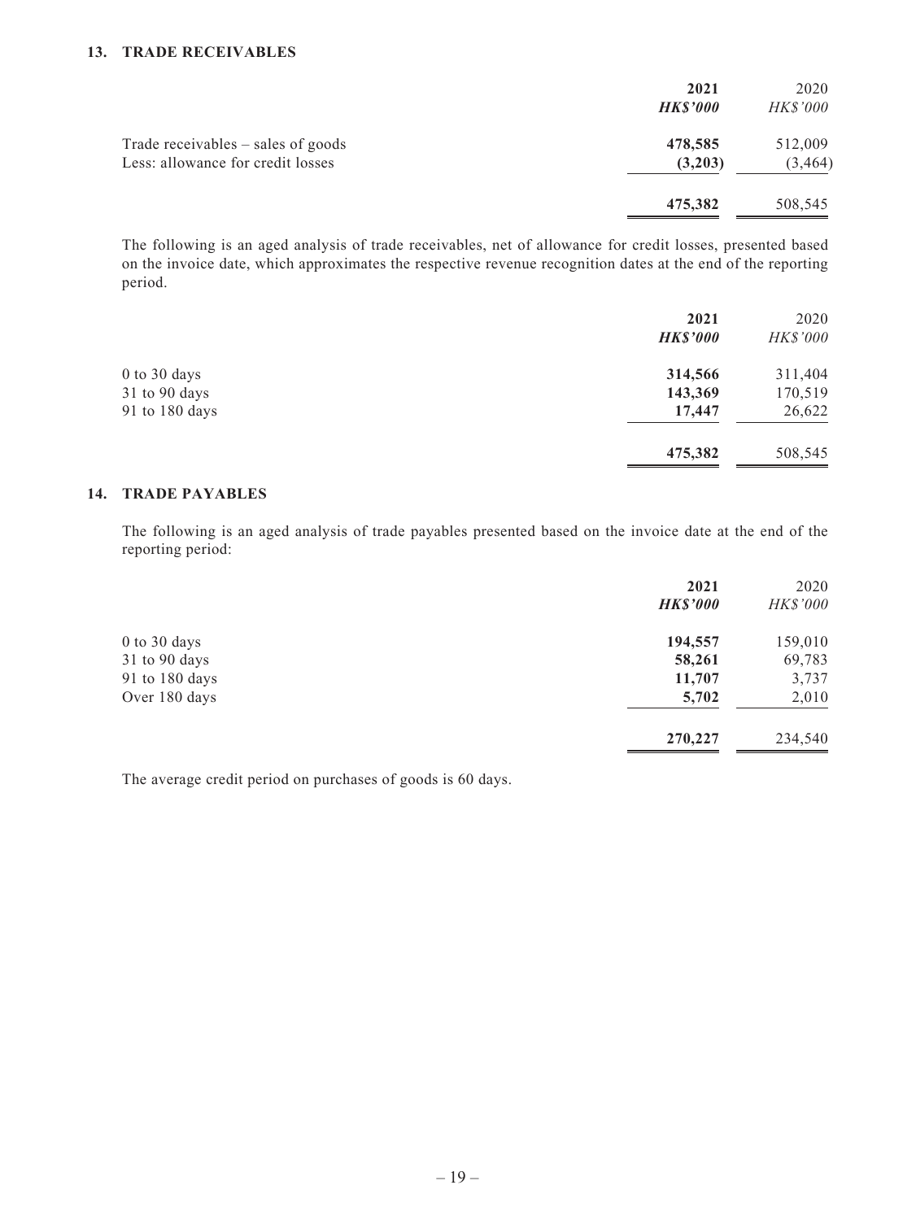## 13. TRADE RECEIVABLES

| | 2021 | 2020 |
|---|---|---|
| | ***HK$'000*** | *HK$'000* |
| Trade receivables – sales of goods | **478,585** | 512,009 |
| Less: allowance for credit losses | **(3,203)** | (3,464) |
| | **475,382** | 508,545 |

The following is an aged analysis of trade receivables, net of allowance for credit losses, presented based on the invoice date, which approximates the respective revenue recognition dates at the end of the reporting period.

| | 2021 | 2020 |
|---|---|---|
| | ***HK$'000*** | *HK$'000* |
| 0 to 30 days | **314,566** | 311,404 |
| 31 to 90 days | **143,369** | 170,519 |
| 91 to 180 days | **17,447** | 26,622 |
| | **475,382** | 508,545 |

## 14. TRADE PAYABLES

The following is an aged analysis of trade payables presented based on the invoice date at the end of the reporting period:

| | 2021 | 2020 |
|---|---|---|
| | ***HK$'000*** | *HK$'000* |
| 0 to 30 days | **194,557** | 159,010 |
| 31 to 90 days | **58,261** | 69,783 |
| 91 to 180 days | **11,707** | 3,737 |
| Over 180 days | **5,702** | 2,010 |
| | **270,227** | 234,540 |

The average credit period on purchases of goods is 60 days.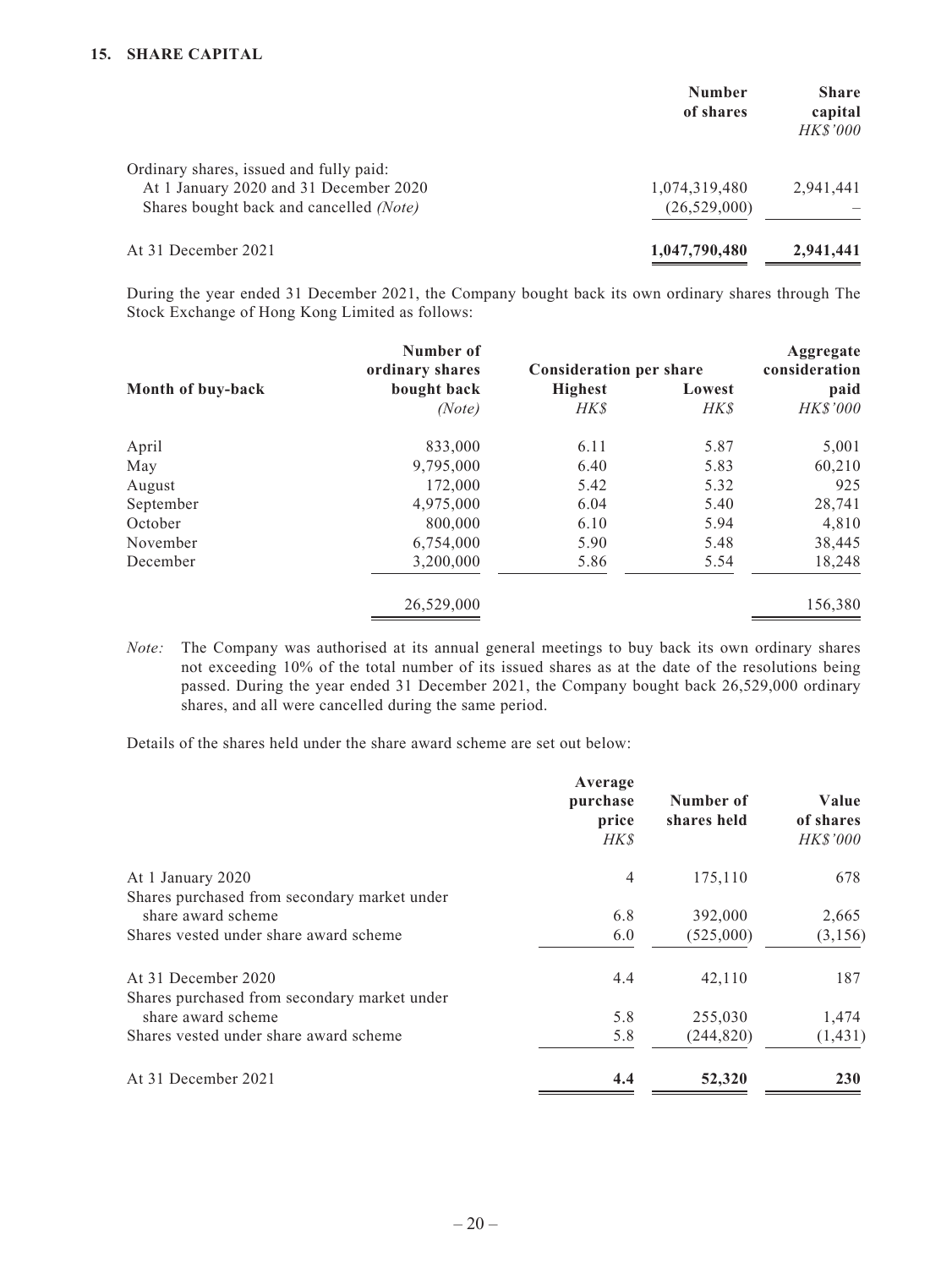## 15. SHARE CAPITAL

| | Number of shares | Share capital *HK$'000* |
|---|---|---|
| Ordinary shares, issued and fully paid: | | |
| At 1 January 2020 and 31 December 2020 | 1,074,319,480 | 2,941,441 |
| Shares bought back and cancelled *(Note)* | (26,529,000) | – |
| At 31 December 2021 | **1,047,790,480** | **2,941,441** |

During the year ended 31 December 2021, the Company bought back its own ordinary shares through The Stock Exchange of Hong Kong Limited as follows:

| Month of buy-back | Number of ordinary shares bought back *(Note)* | Consideration per share | | Aggregate consideration paid *HK$'000* |
|---|---|---|---|---|
| | | Highest *HK$* | Lowest *HK$* | |
| April | 833,000 | 6.11 | 5.87 | 5,001 |
| May | 9,795,000 | 6.40 | 5.83 | 60,210 |
| August | 172,000 | 5.42 | 5.32 | 925 |
| September | 4,975,000 | 6.04 | 5.40 | 28,741 |
| October | 800,000 | 6.10 | 5.94 | 4,810 |
| November | 6,754,000 | 5.90 | 5.48 | 38,445 |
| December | 3,200,000 | 5.86 | 5.54 | 18,248 |
| | 26,529,000 | | | 156,380 |

*Note:* The Company was authorised at its annual general meetings to buy back its own ordinary shares not exceeding 10% of the total number of its issued shares as at the date of the resolutions being passed. During the year ended 31 December 2021, the Company bought back 26,529,000 ordinary shares, and all were cancelled during the same period.

Details of the shares held under the share award scheme are set out below:

| | Average purchase price *HK$* | Number of shares held | Value of shares *HK$'000* |
|---|---|---|---|
| At 1 January 2020 | 4 | 175,110 | 678 |
| Shares purchased from secondary market under share award scheme | 6.8 | 392,000 | 2,665 |
| Shares vested under share award scheme | 6.0 | (525,000) | (3,156) |
| At 31 December 2020 | 4.4 | 42,110 | 187 |
| Shares purchased from secondary market under share award scheme | 5.8 | 255,030 | 1,474 |
| Shares vested under share award scheme | 5.8 | (244,820) | (1,431) |
| At 31 December 2021 | **4.4** | **52,320** | **230** |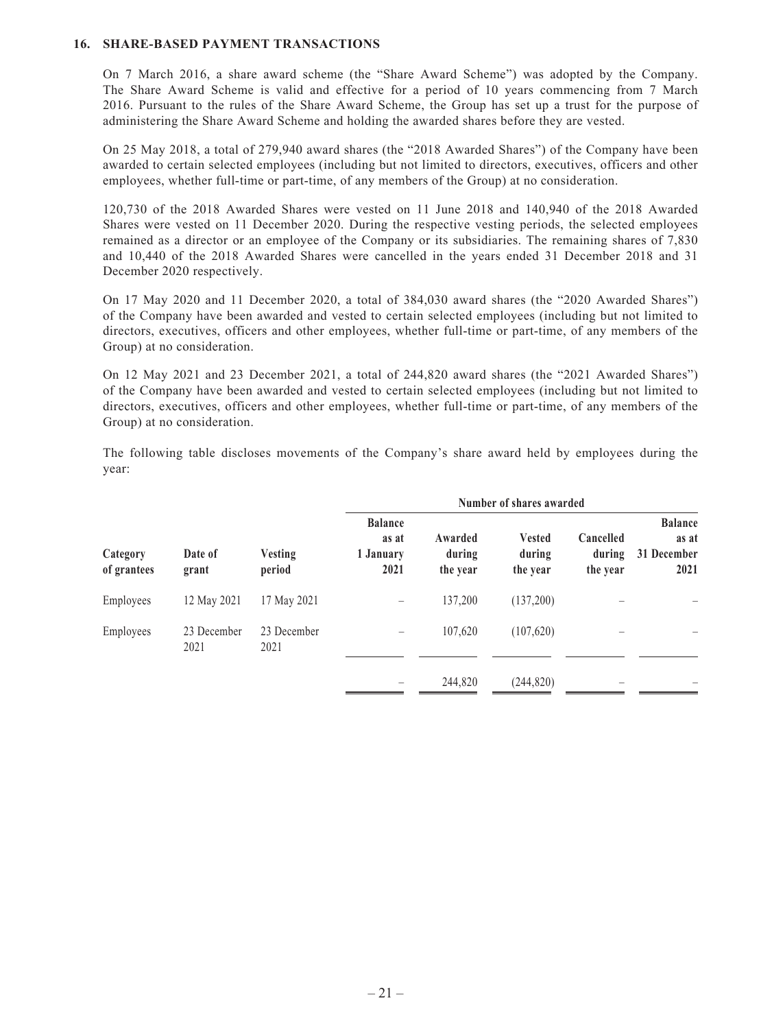## 16. SHARE-BASED PAYMENT TRANSACTIONS

On 7 March 2016, a share award scheme (the "Share Award Scheme") was adopted by the Company. The Share Award Scheme is valid and effective for a period of 10 years commencing from 7 March 2016. Pursuant to the rules of the Share Award Scheme, the Group has set up a trust for the purpose of administering the Share Award Scheme and holding the awarded shares before they are vested.

On 25 May 2018, a total of 279,940 award shares (the "2018 Awarded Shares") of the Company have been awarded to certain selected employees (including but not limited to directors, executives, officers and other employees, whether full-time or part-time, of any members of the Group) at no consideration.

120,730 of the 2018 Awarded Shares were vested on 11 June 2018 and 140,940 of the 2018 Awarded Shares were vested on 11 December 2020. During the respective vesting periods, the selected employees remained as a director or an employee of the Company or its subsidiaries. The remaining shares of 7,830 and 10,440 of the 2018 Awarded Shares were cancelled in the years ended 31 December 2018 and 31 December 2020 respectively.

On 17 May 2020 and 11 December 2020, a total of 384,030 award shares (the "2020 Awarded Shares") of the Company have been awarded and vested to certain selected employees (including but not limited to directors, executives, officers and other employees, whether full-time or part-time, of any members of the Group) at no consideration.

On 12 May 2021 and 23 December 2021, a total of 244,820 award shares (the "2021 Awarded Shares") of the Company have been awarded and vested to certain selected employees (including but not limited to directors, executives, officers and other employees, whether full-time or part-time, of any members of the Group) at no consideration.

The following table discloses movements of the Company's share award held by employees during the year:

| | | | Number of shares awarded | | | | |
|---|---|---|---|---|---|---|---|
| Category of grantees | Date of grant | Vesting period | Balance as at 1 January 2021 | Awarded during the year | Vested during the year | Cancelled during the year | Balance as at 31 December 2021 |
| Employees | 12 May 2021 | 17 May 2021 | – | 137,200 | (137,200) | – | – |
| Employees | 23 December 2021 | 23 December 2021 | – | 107,620 | (107,620) | – | – |
| | | | – | 244,820 | (244,820) | – | – |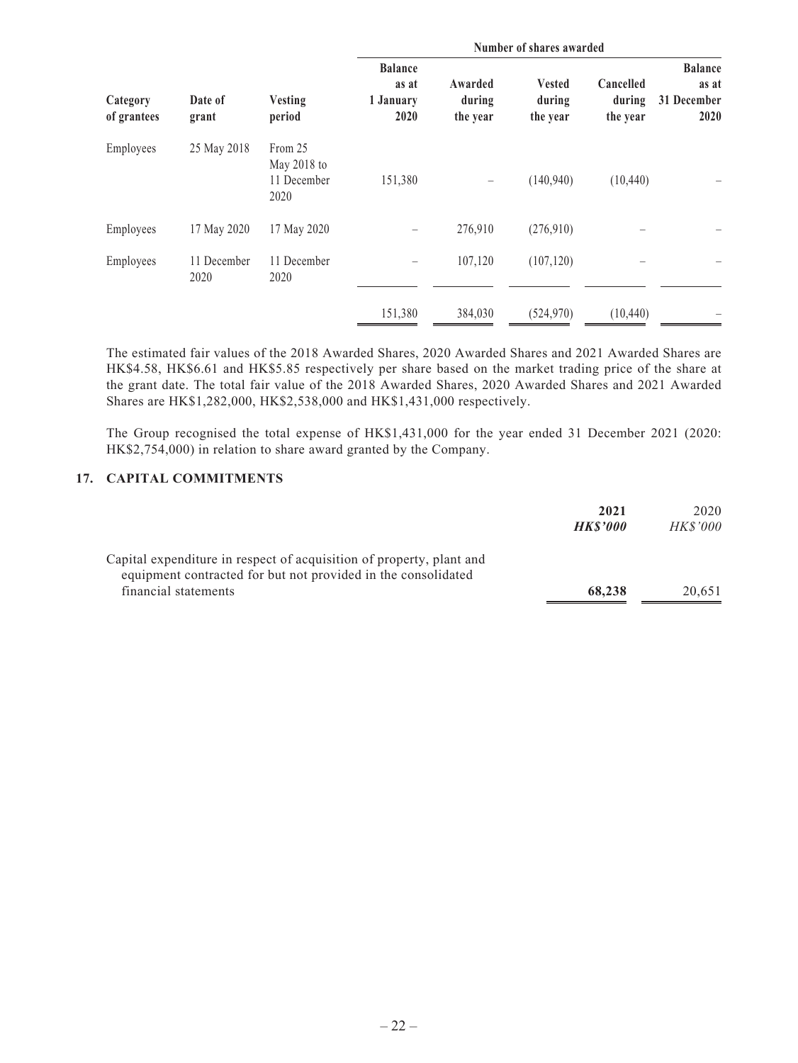| Category of grantees | Date of grant | Vesting period | Number of shares awarded | | | | |
|---|---|---|---|---|---|---|---|
| | | | **Balance as at 1 January 2020** | **Awarded during the year** | **Vested during the year** | **Cancelled during the year** | **Balance as at 31 December 2020** |
| Employees | 25 May 2018 | From 25 May 2018 to 11 December 2020 | 151,380 | – | (140,940) | (10,440) | – |
| Employees | 17 May 2020 | 17 May 2020 | – | 276,910 | (276,910) | – | – |
| Employees | 11 December 2020 | 11 December 2020 | – | 107,120 | (107,120) | – | – |
| | | | 151,380 | 384,030 | (524,970) | (10,440) | – |

The estimated fair values of the 2018 Awarded Shares, 2020 Awarded Shares and 2021 Awarded Shares are HK$4.58, HK$6.61 and HK$5.85 respectively per share based on the market trading price of the share at the grant date. The total fair value of the 2018 Awarded Shares, 2020 Awarded Shares and 2021 Awarded Shares are HK$1,282,000, HK$2,538,000 and HK$1,431,000 respectively.

The Group recognised the total expense of HK$1,431,000 for the year ended 31 December 2021 (2020: HK$2,754,000) in relation to share award granted by the Company.

## 17. CAPITAL COMMITMENTS

| | **2021** | 2020 |
|---|---|---|
| | ***HK$'000*** | *HK$'000* |
| Capital expenditure in respect of acquisition of property, plant and equipment contracted for but not provided in the consolidated financial statements | **68,238** | 20,651 |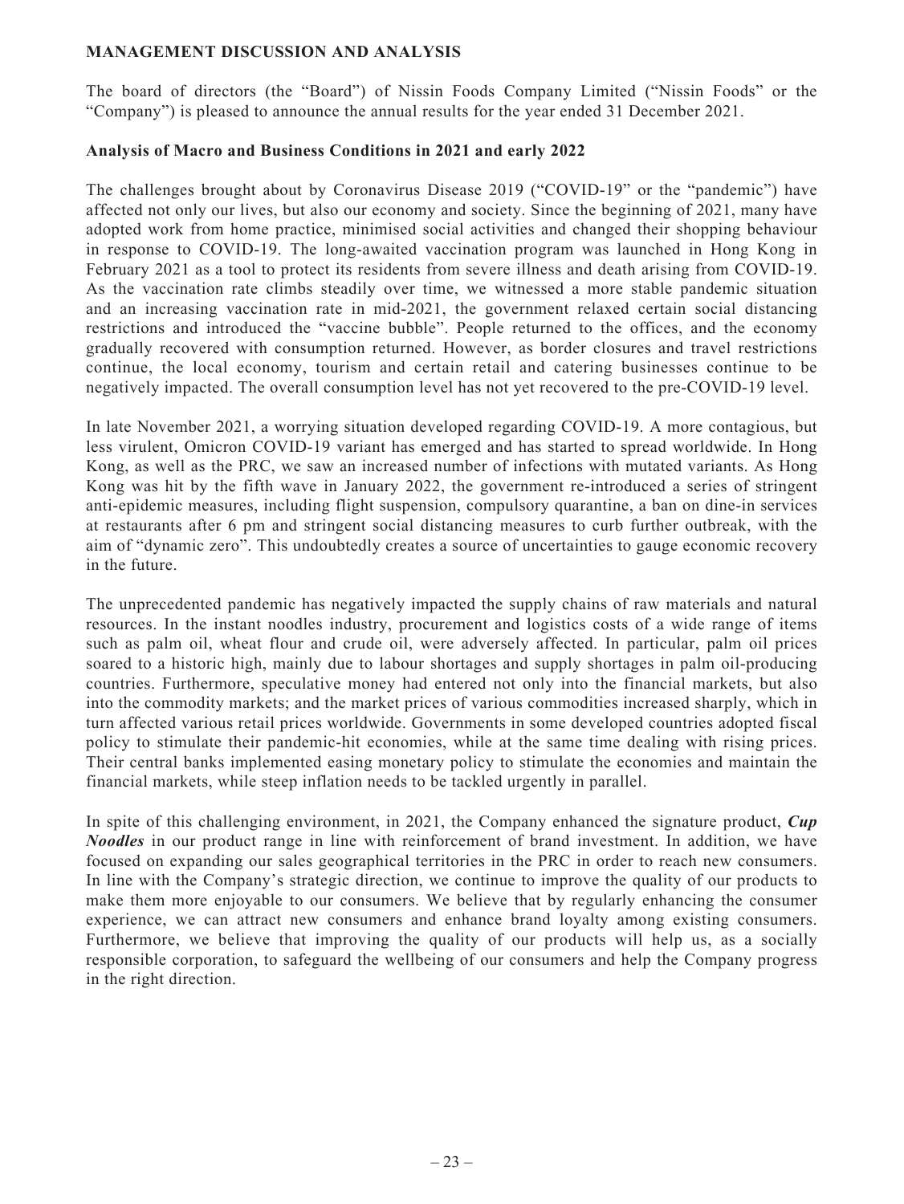## MANAGEMENT DISCUSSION AND ANALYSIS

The board of directors (the "Board") of Nissin Foods Company Limited ("Nissin Foods" or the "Company") is pleased to announce the annual results for the year ended 31 December 2021.

### Analysis of Macro and Business Conditions in 2021 and early 2022

The challenges brought about by Coronavirus Disease 2019 ("COVID-19" or the "pandemic") have affected not only our lives, but also our economy and society. Since the beginning of 2021, many have adopted work from home practice, minimised social activities and changed their shopping behaviour in response to COVID-19. The long-awaited vaccination program was launched in Hong Kong in February 2021 as a tool to protect its residents from severe illness and death arising from COVID-19. As the vaccination rate climbs steadily over time, we witnessed a more stable pandemic situation and an increasing vaccination rate in mid-2021, the government relaxed certain social distancing restrictions and introduced the "vaccine bubble". People returned to the offices, and the economy gradually recovered with consumption returned. However, as border closures and travel restrictions continue, the local economy, tourism and certain retail and catering businesses continue to be negatively impacted. The overall consumption level has not yet recovered to the pre-COVID-19 level.

In late November 2021, a worrying situation developed regarding COVID-19. A more contagious, but less virulent, Omicron COVID-19 variant has emerged and has started to spread worldwide. In Hong Kong, as well as the PRC, we saw an increased number of infections with mutated variants. As Hong Kong was hit by the fifth wave in January 2022, the government re-introduced a series of stringent anti-epidemic measures, including flight suspension, compulsory quarantine, a ban on dine-in services at restaurants after 6 pm and stringent social distancing measures to curb further outbreak, with the aim of "dynamic zero". This undoubtedly creates a source of uncertainties to gauge economic recovery in the future.

The unprecedented pandemic has negatively impacted the supply chains of raw materials and natural resources. In the instant noodles industry, procurement and logistics costs of a wide range of items such as palm oil, wheat flour and crude oil, were adversely affected. In particular, palm oil prices soared to a historic high, mainly due to labour shortages and supply shortages in palm oil-producing countries. Furthermore, speculative money had entered not only into the financial markets, but also into the commodity markets; and the market prices of various commodities increased sharply, which in turn affected various retail prices worldwide. Governments in some developed countries adopted fiscal policy to stimulate their pandemic-hit economies, while at the same time dealing with rising prices. Their central banks implemented easing monetary policy to stimulate the economies and maintain the financial markets, while steep inflation needs to be tackled urgently in parallel.

In spite of this challenging environment, in 2021, the Company enhanced the signature product, ***Cup Noodles*** in our product range in line with reinforcement of brand investment. In addition, we have focused on expanding our sales geographical territories in the PRC in order to reach new consumers. In line with the Company's strategic direction, we continue to improve the quality of our products to make them more enjoyable to our consumers. We believe that by regularly enhancing the consumer experience, we can attract new consumers and enhance brand loyalty among existing consumers. Furthermore, we believe that improving the quality of our products will help us, as a socially responsible corporation, to safeguard the wellbeing of our consumers and help the Company progress in the right direction.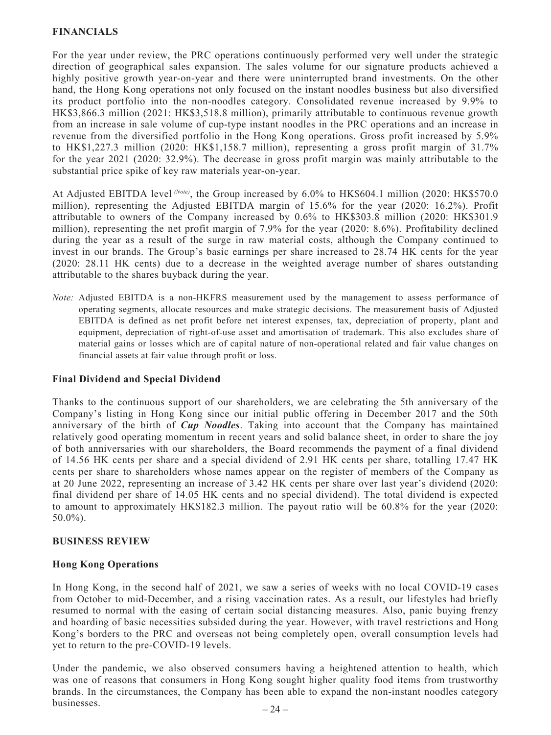## FINANCIALS

For the year under review, the PRC operations continuously performed very well under the strategic direction of geographical sales expansion. The sales volume for our signature products achieved a highly positive growth year-on-year and there were uninterrupted brand investments. On the other hand, the Hong Kong operations not only focused on the instant noodles business but also diversified its product portfolio into the non-noodles category. Consolidated revenue increased by 9.9% to HK$3,866.3 million (2021: HK$3,518.8 million), primarily attributable to continuous revenue growth from an increase in sale volume of cup-type instant noodles in the PRC operations and an increase in revenue from the diversified portfolio in the Hong Kong operations. Gross profit increased by 5.9% to HK$1,227.3 million (2020: HK$1,158.7 million), representing a gross profit margin of 31.7% for the year 2021 (2020: 32.9%). The decrease in gross profit margin was mainly attributable to the substantial price spike of key raw materials year-on-year.

At Adjusted EBITDA level *(Note)*, the Group increased by 6.0% to HK$604.1 million (2020: HK$570.0 million), representing the Adjusted EBITDA margin of 15.6% for the year (2020: 16.2%). Profit attributable to owners of the Company increased by 0.6% to HK$303.8 million (2020: HK$301.9 million), representing the net profit margin of 7.9% for the year (2020: 8.6%). Profitability declined during the year as a result of the surge in raw material costs, although the Company continued to invest in our brands. The Group's basic earnings per share increased to 28.74 HK cents for the year (2020: 28.11 HK cents) due to a decrease in the weighted average number of shares outstanding attributable to the shares buyback during the year.

*Note:* Adjusted EBITDA is a non-HKFRS measurement used by the management to assess performance of operating segments, allocate resources and make strategic decisions. The measurement basis of Adjusted EBITDA is defined as net profit before net interest expenses, tax, depreciation of property, plant and equipment, depreciation of right-of-use asset and amortisation of trademark. This also excludes share of material gains or losses which are of capital nature of non-operational related and fair value changes on financial assets at fair value through profit or loss.

### Final Dividend and Special Dividend

Thanks to the continuous support of our shareholders, we are celebrating the 5th anniversary of the Company's listing in Hong Kong since our initial public offering in December 2017 and the 50th anniversary of the birth of ***Cup Noodles***. Taking into account that the Company has maintained relatively good operating momentum in recent years and solid balance sheet, in order to share the joy of both anniversaries with our shareholders, the Board recommends the payment of a final dividend of 14.56 HK cents per share and a special dividend of 2.91 HK cents per share, totalling 17.47 HK cents per share to shareholders whose names appear on the register of members of the Company as at 20 June 2022, representing an increase of 3.42 HK cents per share over last year's dividend (2020: final dividend per share of 14.05 HK cents and no special dividend). The total dividend is expected to amount to approximately HK$182.3 million. The payout ratio will be 60.8% for the year (2020: 50.0%).

## BUSINESS REVIEW

### Hong Kong Operations

In Hong Kong, in the second half of 2021, we saw a series of weeks with no local COVID-19 cases from October to mid-December, and a rising vaccination rates. As a result, our lifestyles had briefly resumed to normal with the easing of certain social distancing measures. Also, panic buying frenzy and hoarding of basic necessities subsided during the year. However, with travel restrictions and Hong Kong's borders to the PRC and overseas not being completely open, overall consumption levels had yet to return to the pre-COVID-19 levels.

Under the pandemic, we also observed consumers having a heightened attention to health, which was one of reasons that consumers in Hong Kong sought higher quality food items from trustworthy brands. In the circumstances, the Company has been able to expand the non-instant noodles category businesses.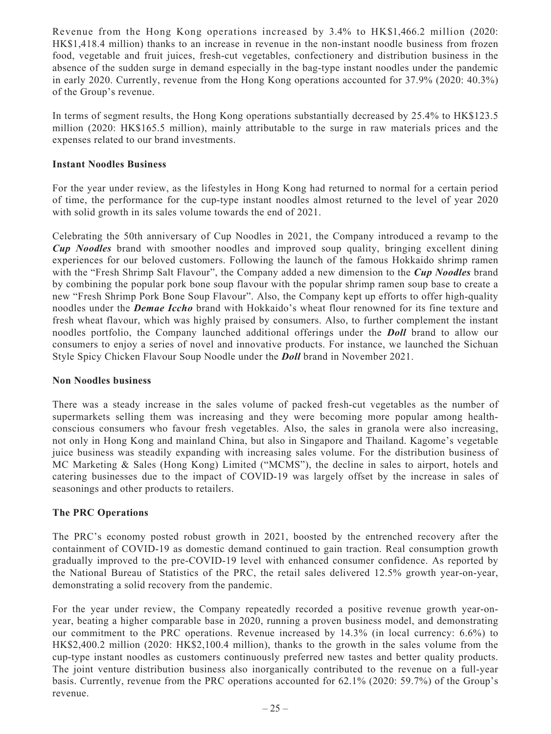Revenue from the Hong Kong operations increased by 3.4% to HK$1,466.2 million (2020: HK$1,418.4 million) thanks to an increase in revenue in the non-instant noodle business from frozen food, vegetable and fruit juices, fresh-cut vegetables, confectionery and distribution business in the absence of the sudden surge in demand especially in the bag-type instant noodles under the pandemic in early 2020. Currently, revenue from the Hong Kong operations accounted for 37.9% (2020: 40.3%) of the Group's revenue.

In terms of segment results, the Hong Kong operations substantially decreased by 25.4% to HK$123.5 million (2020: HK$165.5 million), mainly attributable to the surge in raw materials prices and the expenses related to our brand investments.

**Instant Noodles Business**

For the year under review, as the lifestyles in Hong Kong had returned to normal for a certain period of time, the performance for the cup-type instant noodles almost returned to the level of year 2020 with solid growth in its sales volume towards the end of 2021.

Celebrating the 50th anniversary of Cup Noodles in 2021, the Company introduced a revamp to the ***Cup Noodles*** brand with smoother noodles and improved soup quality, bringing excellent dining experiences for our beloved customers. Following the launch of the famous Hokkaido shrimp ramen with the "Fresh Shrimp Salt Flavour", the Company added a new dimension to the ***Cup Noodles*** brand by combining the popular pork bone soup flavour with the popular shrimp ramen soup base to create a new "Fresh Shrimp Pork Bone Soup Flavour". Also, the Company kept up efforts to offer high-quality noodles under the ***Demae Iccho*** brand with Hokkaido's wheat flour renowned for its fine texture and fresh wheat flavour, which was highly praised by consumers. Also, to further complement the instant noodles portfolio, the Company launched additional offerings under the ***Doll*** brand to allow our consumers to enjoy a series of novel and innovative products. For instance, we launched the Sichuan Style Spicy Chicken Flavour Soup Noodle under the ***Doll*** brand in November 2021.

**Non Noodles business**

There was a steady increase in the sales volume of packed fresh-cut vegetables as the number of supermarkets selling them was increasing and they were becoming more popular among health-conscious consumers who favour fresh vegetables. Also, the sales in granola were also increasing, not only in Hong Kong and mainland China, but also in Singapore and Thailand. Kagome's vegetable juice business was steadily expanding with increasing sales volume. For the distribution business of MC Marketing & Sales (Hong Kong) Limited ("MCMS"), the decline in sales to airport, hotels and catering businesses due to the impact of COVID-19 was largely offset by the increase in sales of seasonings and other products to retailers.

**The PRC Operations**

The PRC's economy posted robust growth in 2021, boosted by the entrenched recovery after the containment of COVID-19 as domestic demand continued to gain traction. Real consumption growth gradually improved to the pre-COVID-19 level with enhanced consumer confidence. As reported by the National Bureau of Statistics of the PRC, the retail sales delivered 12.5% growth year-on-year, demonstrating a solid recovery from the pandemic.

For the year under review, the Company repeatedly recorded a positive revenue growth year-on-year, beating a higher comparable base in 2020, running a proven business model, and demonstrating our commitment to the PRC operations. Revenue increased by 14.3% (in local currency: 6.6%) to HK$2,400.2 million (2020: HK$2,100.4 million), thanks to the growth in the sales volume from the cup-type instant noodles as customers continuously preferred new tastes and better quality products. The joint venture distribution business also inorganically contributed to the revenue on a full-year basis. Currently, revenue from the PRC operations accounted for 62.1% (2020: 59.7%) of the Group's revenue.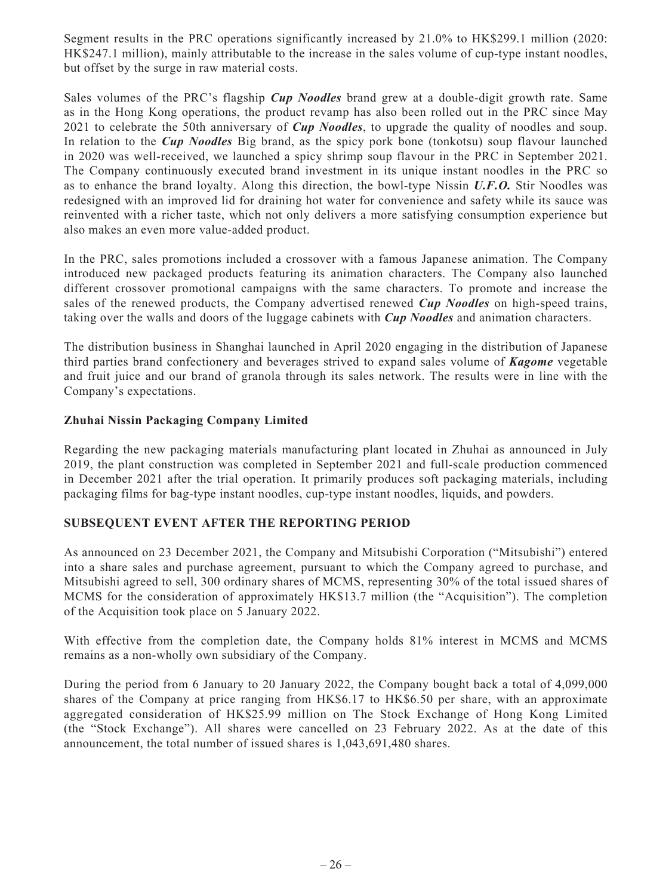Segment results in the PRC operations significantly increased by 21.0% to HK$299.1 million (2020: HK$247.1 million), mainly attributable to the increase in the sales volume of cup-type instant noodles, but offset by the surge in raw material costs.

Sales volumes of the PRC's flagship ***Cup Noodles*** brand grew at a double-digit growth rate. Same as in the Hong Kong operations, the product revamp has also been rolled out in the PRC since May 2021 to celebrate the 50th anniversary of ***Cup Noodles***, to upgrade the quality of noodles and soup. In relation to the ***Cup Noodles*** Big brand, as the spicy pork bone (tonkotsu) soup flavour launched in 2020 was well-received, we launched a spicy shrimp soup flavour in the PRC in September 2021. The Company continuously executed brand investment in its unique instant noodles in the PRC so as to enhance the brand loyalty. Along this direction, the bowl-type Nissin ***U.F.O.*** Stir Noodles was redesigned with an improved lid for draining hot water for convenience and safety while its sauce was reinvented with a richer taste, which not only delivers a more satisfying consumption experience but also makes an even more value-added product.

In the PRC, sales promotions included a crossover with a famous Japanese animation. The Company introduced new packaged products featuring its animation characters. The Company also launched different crossover promotional campaigns with the same characters. To promote and increase the sales of the renewed products, the Company advertised renewed ***Cup Noodles*** on high-speed trains, taking over the walls and doors of the luggage cabinets with ***Cup Noodles*** and animation characters.

The distribution business in Shanghai launched in April 2020 engaging in the distribution of Japanese third parties brand confectionery and beverages strived to expand sales volume of ***Kagome*** vegetable and fruit juice and our brand of granola through its sales network. The results were in line with the Company's expectations.

**Zhuhai Nissin Packaging Company Limited**

Regarding the new packaging materials manufacturing plant located in Zhuhai as announced in July 2019, the plant construction was completed in September 2021 and full-scale production commenced in December 2021 after the trial operation. It primarily produces soft packaging materials, including packaging films for bag-type instant noodles, cup-type instant noodles, liquids, and powders.

## SUBSEQUENT EVENT AFTER THE REPORTING PERIOD

As announced on 23 December 2021, the Company and Mitsubishi Corporation ("Mitsubishi") entered into a share sales and purchase agreement, pursuant to which the Company agreed to purchase, and Mitsubishi agreed to sell, 300 ordinary shares of MCMS, representing 30% of the total issued shares of MCMS for the consideration of approximately HK$13.7 million (the "Acquisition"). The completion of the Acquisition took place on 5 January 2022.

With effective from the completion date, the Company holds 81% interest in MCMS and MCMS remains as a non-wholly own subsidiary of the Company.

During the period from 6 January to 20 January 2022, the Company bought back a total of 4,099,000 shares of the Company at price ranging from HK$6.17 to HK$6.50 per share, with an approximate aggregated consideration of HK$25.99 million on The Stock Exchange of Hong Kong Limited (the "Stock Exchange"). All shares were cancelled on 23 February 2022. As at the date of this announcement, the total number of issued shares is 1,043,691,480 shares.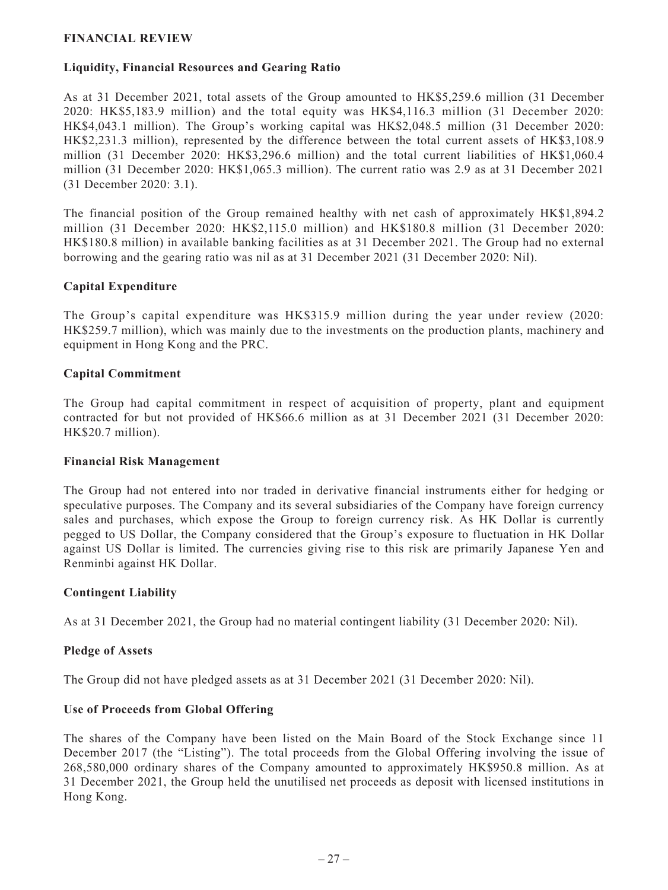## FINANCIAL REVIEW

### Liquidity, Financial Resources and Gearing Ratio

As at 31 December 2021, total assets of the Group amounted to HK$5,259.6 million (31 December 2020: HK$5,183.9 million) and the total equity was HK$4,116.3 million (31 December 2020: HK$4,043.1 million). The Group's working capital was HK$2,048.5 million (31 December 2020: HK$2,231.3 million), represented by the difference between the total current assets of HK$3,108.9 million (31 December 2020: HK$3,296.6 million) and the total current liabilities of HK$1,060.4 million (31 December 2020: HK$1,065.3 million). The current ratio was 2.9 as at 31 December 2021 (31 December 2020: 3.1).

The financial position of the Group remained healthy with net cash of approximately HK$1,894.2 million (31 December 2020: HK$2,115.0 million) and HK$180.8 million (31 December 2020: HK$180.8 million) in available banking facilities as at 31 December 2021. The Group had no external borrowing and the gearing ratio was nil as at 31 December 2021 (31 December 2020: Nil).

### Capital Expenditure

The Group's capital expenditure was HK$315.9 million during the year under review (2020: HK$259.7 million), which was mainly due to the investments on the production plants, machinery and equipment in Hong Kong and the PRC.

### Capital Commitment

The Group had capital commitment in respect of acquisition of property, plant and equipment contracted for but not provided of HK$66.6 million as at 31 December 2021 (31 December 2020: HK$20.7 million).

### Financial Risk Management

The Group had not entered into nor traded in derivative financial instruments either for hedging or speculative purposes. The Company and its several subsidiaries of the Company have foreign currency sales and purchases, which expose the Group to foreign currency risk. As HK Dollar is currently pegged to US Dollar, the Company considered that the Group's exposure to fluctuation in HK Dollar against US Dollar is limited. The currencies giving rise to this risk are primarily Japanese Yen and Renminbi against HK Dollar.

### Contingent Liability

As at 31 December 2021, the Group had no material contingent liability (31 December 2020: Nil).

### Pledge of Assets

The Group did not have pledged assets as at 31 December 2021 (31 December 2020: Nil).

### Use of Proceeds from Global Offering

The shares of the Company have been listed on the Main Board of the Stock Exchange since 11 December 2017 (the "Listing"). The total proceeds from the Global Offering involving the issue of 268,580,000 ordinary shares of the Company amounted to approximately HK$950.8 million. As at 31 December 2021, the Group held the unutilised net proceeds as deposit with licensed institutions in Hong Kong.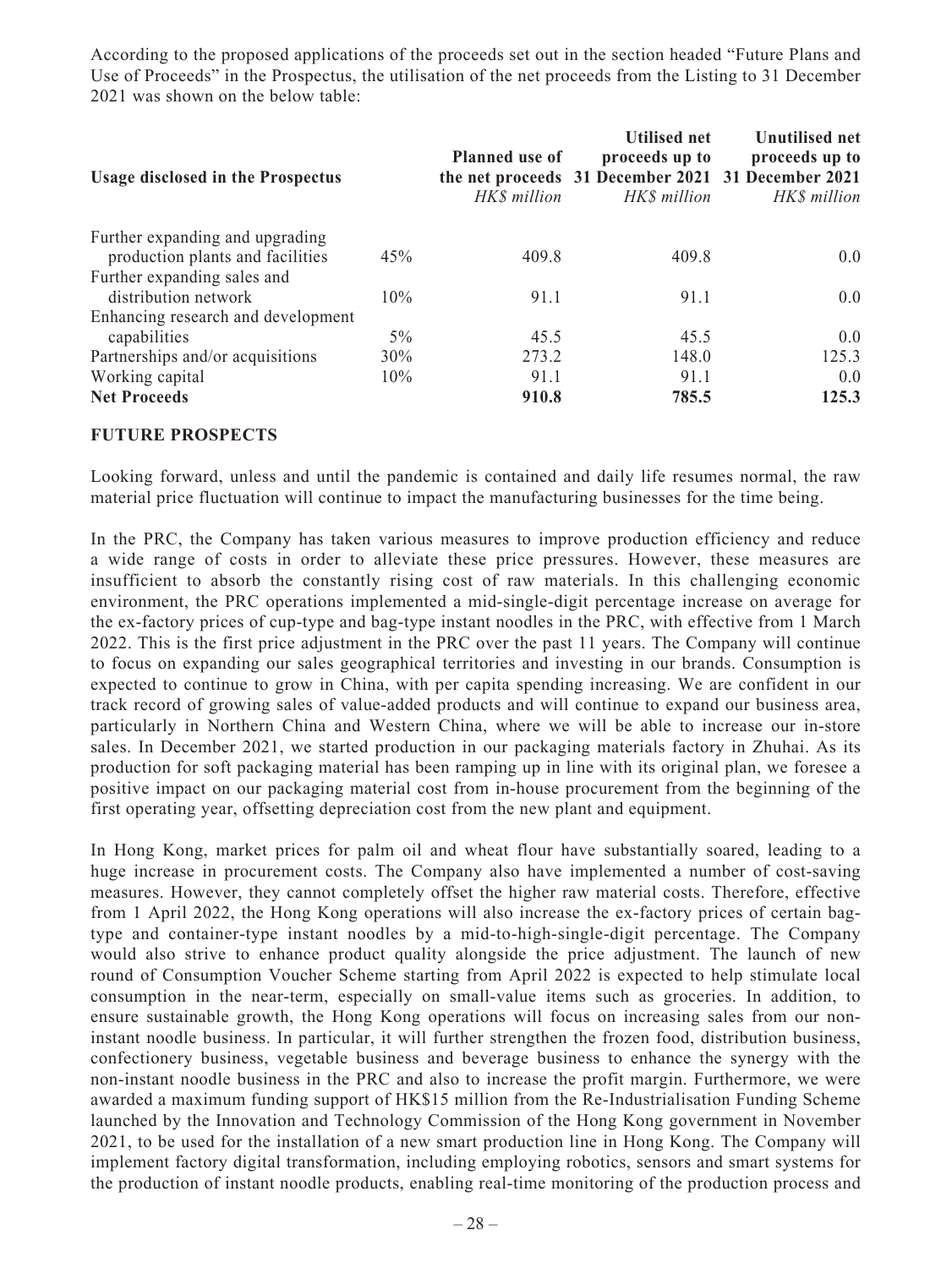According to the proposed applications of the proceeds set out in the section headed "Future Plans and Use of Proceeds" in the Prospectus, the utilisation of the net proceeds from the Listing to 31 December 2021 was shown on the below table:

| Usage disclosed in the Prospectus | | Planned use of the net proceeds *HK$ million* | Utilised net proceeds up to 31 December 2021 *HK$ million* | Unutilised net proceeds up to 31 December 2021 *HK$ million* |
|---|---|---|---|---|
| Further expanding and upgrading production plants and facilities | 45% | 409.8 | 409.8 | 0.0 |
| Further expanding sales and distribution network | 10% | 91.1 | 91.1 | 0.0 |
| Enhancing research and development capabilities | 5% | 45.5 | 45.5 | 0.0 |
| Partnerships and/or acquisitions | 30% | 273.2 | 148.0 | 125.3 |
| Working capital | 10% | 91.1 | 91.1 | 0.0 |
| **Net Proceeds** | | **910.8** | **785.5** | **125.3** |

## FUTURE PROSPECTS

Looking forward, unless and until the pandemic is contained and daily life resumes normal, the raw material price fluctuation will continue to impact the manufacturing businesses for the time being.

In the PRC, the Company has taken various measures to improve production efficiency and reduce a wide range of costs in order to alleviate these price pressures. However, these measures are insufficient to absorb the constantly rising cost of raw materials. In this challenging economic environment, the PRC operations implemented a mid-single-digit percentage increase on average for the ex-factory prices of cup-type and bag-type instant noodles in the PRC, with effective from 1 March 2022. This is the first price adjustment in the PRC over the past 11 years. The Company will continue to focus on expanding our sales geographical territories and investing in our brands. Consumption is expected to continue to grow in China, with per capita spending increasing. We are confident in our track record of growing sales of value-added products and will continue to expand our business area, particularly in Northern China and Western China, where we will be able to increase our in-store sales. In December 2021, we started production in our packaging materials factory in Zhuhai. As its production for soft packaging material has been ramping up in line with its original plan, we foresee a positive impact on our packaging material cost from in-house procurement from the beginning of the first operating year, offsetting depreciation cost from the new plant and equipment.

In Hong Kong, market prices for palm oil and wheat flour have substantially soared, leading to a huge increase in procurement costs. The Company also have implemented a number of cost-saving measures. However, they cannot completely offset the higher raw material costs. Therefore, effective from 1 April 2022, the Hong Kong operations will also increase the ex-factory prices of certain bag-type and container-type instant noodles by a mid-to-high-single-digit percentage. The Company would also strive to enhance product quality alongside the price adjustment. The launch of new round of Consumption Voucher Scheme starting from April 2022 is expected to help stimulate local consumption in the near-term, especially on small-value items such as groceries. In addition, to ensure sustainable growth, the Hong Kong operations will focus on increasing sales from our non-instant noodle business. In particular, it will further strengthen the frozen food, distribution business, confectionery business, vegetable business and beverage business to enhance the synergy with the non-instant noodle business in the PRC and also to increase the profit margin. Furthermore, we were awarded a maximum funding support of HK$15 million from the Re-Industrialisation Funding Scheme launched by the Innovation and Technology Commission of the Hong Kong government in November 2021, to be used for the installation of a new smart production line in Hong Kong. The Company will implement factory digital transformation, including employing robotics, sensors and smart systems for the production of instant noodle products, enabling real-time monitoring of the production process and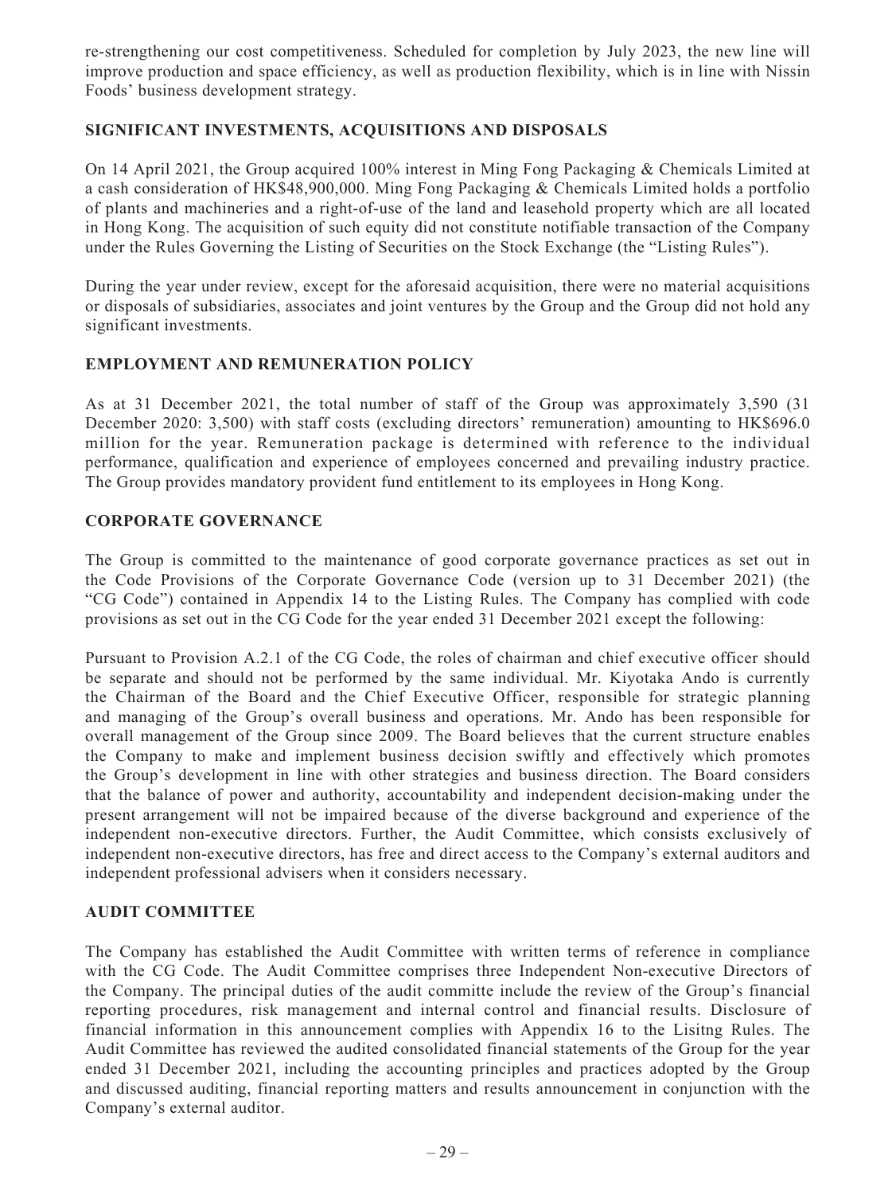re-strengthening our cost competitiveness. Scheduled for completion by July 2023, the new line will improve production and space efficiency, as well as production flexibility, which is in line with Nissin Foods' business development strategy.

## SIGNIFICANT INVESTMENTS, ACQUISITIONS AND DISPOSALS

On 14 April 2021, the Group acquired 100% interest in Ming Fong Packaging & Chemicals Limited at a cash consideration of HK$48,900,000. Ming Fong Packaging & Chemicals Limited holds a portfolio of plants and machineries and a right-of-use of the land and leasehold property which are all located in Hong Kong. The acquisition of such equity did not constitute notifiable transaction of the Company under the Rules Governing the Listing of Securities on the Stock Exchange (the "Listing Rules").

During the year under review, except for the aforesaid acquisition, there were no material acquisitions or disposals of subsidiaries, associates and joint ventures by the Group and the Group did not hold any significant investments.

## EMPLOYMENT AND REMUNERATION POLICY

As at 31 December 2021, the total number of staff of the Group was approximately 3,590 (31 December 2020: 3,500) with staff costs (excluding directors' remuneration) amounting to HK$696.0 million for the year. Remuneration package is determined with reference to the individual performance, qualification and experience of employees concerned and prevailing industry practice. The Group provides mandatory provident fund entitlement to its employees in Hong Kong.

## CORPORATE GOVERNANCE

The Group is committed to the maintenance of good corporate governance practices as set out in the Code Provisions of the Corporate Governance Code (version up to 31 December 2021) (the "CG Code") contained in Appendix 14 to the Listing Rules. The Company has complied with code provisions as set out in the CG Code for the year ended 31 December 2021 except the following:

Pursuant to Provision A.2.1 of the CG Code, the roles of chairman and chief executive officer should be separate and should not be performed by the same individual. Mr. Kiyotaka Ando is currently the Chairman of the Board and the Chief Executive Officer, responsible for strategic planning and managing of the Group's overall business and operations. Mr. Ando has been responsible for overall management of the Group since 2009. The Board believes that the current structure enables the Company to make and implement business decision swiftly and effectively which promotes the Group's development in line with other strategies and business direction. The Board considers that the balance of power and authority, accountability and independent decision-making under the present arrangement will not be impaired because of the diverse background and experience of the independent non-executive directors. Further, the Audit Committee, which consists exclusively of independent non-executive directors, has free and direct access to the Company's external auditors and independent professional advisers when it considers necessary.

## AUDIT COMMITTEE

The Company has established the Audit Committee with written terms of reference in compliance with the CG Code. The Audit Committee comprises three Independent Non-executive Directors of the Company. The principal duties of the audit committe include the review of the Group's financial reporting procedures, risk management and internal control and financial results. Disclosure of financial information in this announcement complies with Appendix 16 to the Lisitng Rules. The Audit Committee has reviewed the audited consolidated financial statements of the Group for the year ended 31 December 2021, including the accounting principles and practices adopted by the Group and discussed auditing, financial reporting matters and results announcement in conjunction with the Company's external auditor.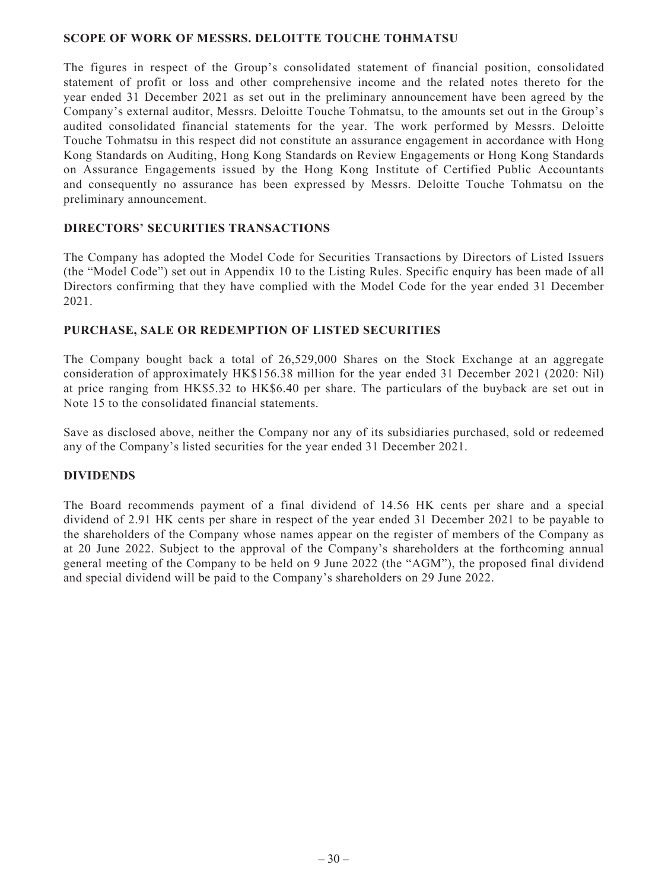## SCOPE OF WORK OF MESSRS. DELOITTE TOUCHE TOHMATSU

The figures in respect of the Group's consolidated statement of financial position, consolidated statement of profit or loss and other comprehensive income and the related notes thereto for the year ended 31 December 2021 as set out in the preliminary announcement have been agreed by the Company's external auditor, Messrs. Deloitte Touche Tohmatsu, to the amounts set out in the Group's audited consolidated financial statements for the year. The work performed by Messrs. Deloitte Touche Tohmatsu in this respect did not constitute an assurance engagement in accordance with Hong Kong Standards on Auditing, Hong Kong Standards on Review Engagements or Hong Kong Standards on Assurance Engagements issued by the Hong Kong Institute of Certified Public Accountants and consequently no assurance has been expressed by Messrs. Deloitte Touche Tohmatsu on the preliminary announcement.

## DIRECTORS' SECURITIES TRANSACTIONS

The Company has adopted the Model Code for Securities Transactions by Directors of Listed Issuers (the "Model Code") set out in Appendix 10 to the Listing Rules. Specific enquiry has been made of all Directors confirming that they have complied with the Model Code for the year ended 31 December 2021.

## PURCHASE, SALE OR REDEMPTION OF LISTED SECURITIES

The Company bought back a total of 26,529,000 Shares on the Stock Exchange at an aggregate consideration of approximately HK$156.38 million for the year ended 31 December 2021 (2020: Nil) at price ranging from HK$5.32 to HK$6.40 per share. The particulars of the buyback are set out in Note 15 to the consolidated financial statements.

Save as disclosed above, neither the Company nor any of its subsidiaries purchased, sold or redeemed any of the Company's listed securities for the year ended 31 December 2021.

## DIVIDENDS

The Board recommends payment of a final dividend of 14.56 HK cents per share and a special dividend of 2.91 HK cents per share in respect of the year ended 31 December 2021 to be payable to the shareholders of the Company whose names appear on the register of members of the Company as at 20 June 2022. Subject to the approval of the Company's shareholders at the forthcoming annual general meeting of the Company to be held on 9 June 2022 (the "AGM"), the proposed final dividend and special dividend will be paid to the Company's shareholders on 29 June 2022.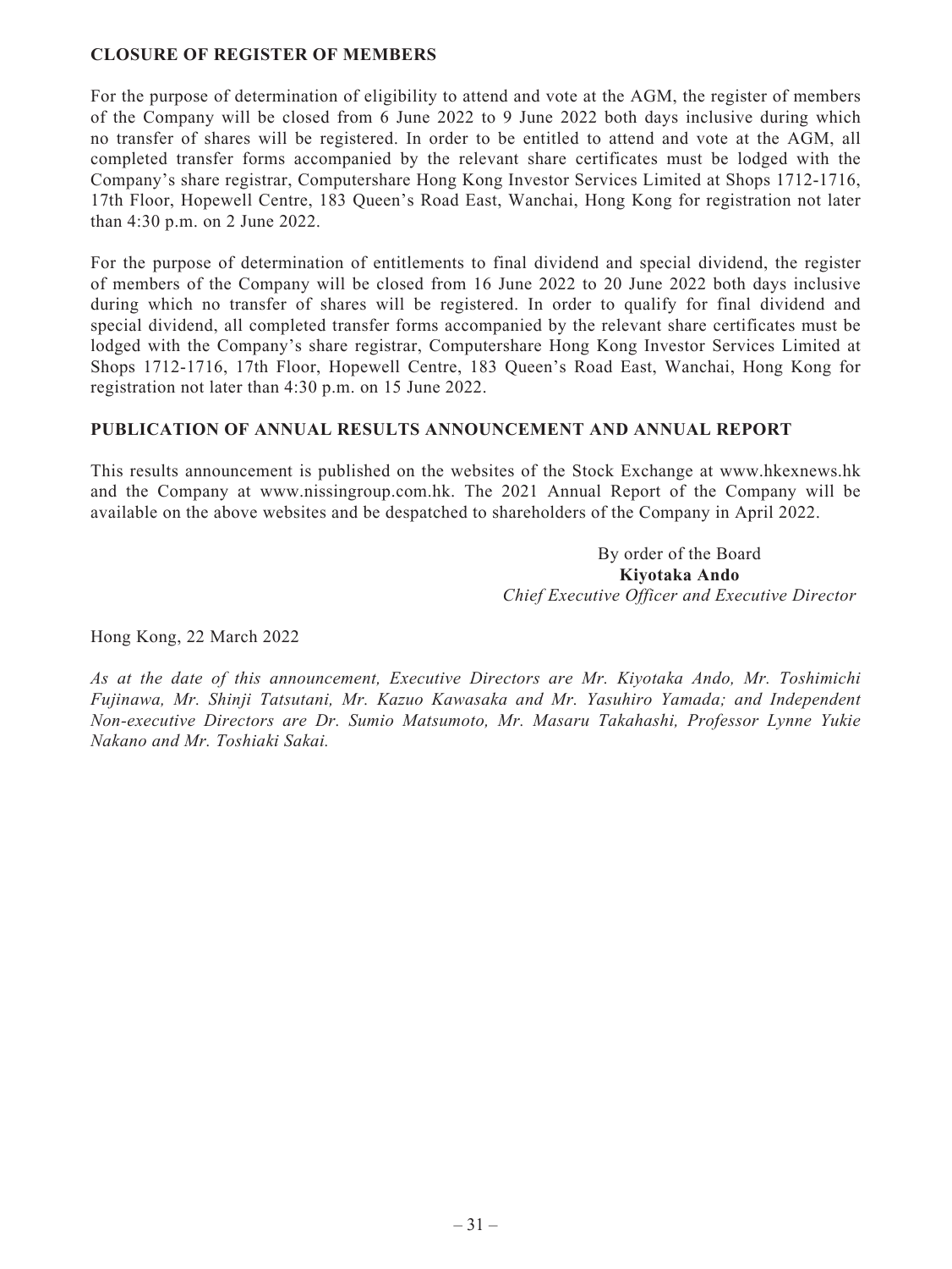## CLOSURE OF REGISTER OF MEMBERS

For the purpose of determination of eligibility to attend and vote at the AGM, the register of members of the Company will be closed from 6 June 2022 to 9 June 2022 both days inclusive during which no transfer of shares will be registered. In order to be entitled to attend and vote at the AGM, all completed transfer forms accompanied by the relevant share certificates must be lodged with the Company's share registrar, Computershare Hong Kong Investor Services Limited at Shops 1712-1716, 17th Floor, Hopewell Centre, 183 Queen's Road East, Wanchai, Hong Kong for registration not later than 4:30 p.m. on 2 June 2022.

For the purpose of determination of entitlements to final dividend and special dividend, the register of members of the Company will be closed from 16 June 2022 to 20 June 2022 both days inclusive during which no transfer of shares will be registered. In order to qualify for final dividend and special dividend, all completed transfer forms accompanied by the relevant share certificates must be lodged with the Company's share registrar, Computershare Hong Kong Investor Services Limited at Shops 1712-1716, 17th Floor, Hopewell Centre, 183 Queen's Road East, Wanchai, Hong Kong for registration not later than 4:30 p.m. on 15 June 2022.

## PUBLICATION OF ANNUAL RESULTS ANNOUNCEMENT AND ANNUAL REPORT

This results announcement is published on the websites of the Stock Exchange at www.hkexnews.hk and the Company at www.nissingroup.com.hk. The 2021 Annual Report of the Company will be available on the above websites and be despatched to shareholders of the Company in April 2022.

By order of the Board
**Kiyotaka Ando**
*Chief Executive Officer and Executive Director*

Hong Kong, 22 March 2022

*As at the date of this announcement, Executive Directors are Mr. Kiyotaka Ando, Mr. Toshimichi Fujinawa, Mr. Shinji Tatsutani, Mr. Kazuo Kawasaka and Mr. Yasuhiro Yamada; and Independent Non-executive Directors are Dr. Sumio Matsumoto, Mr. Masaru Takahashi, Professor Lynne Yukie Nakano and Mr. Toshiaki Sakai.*